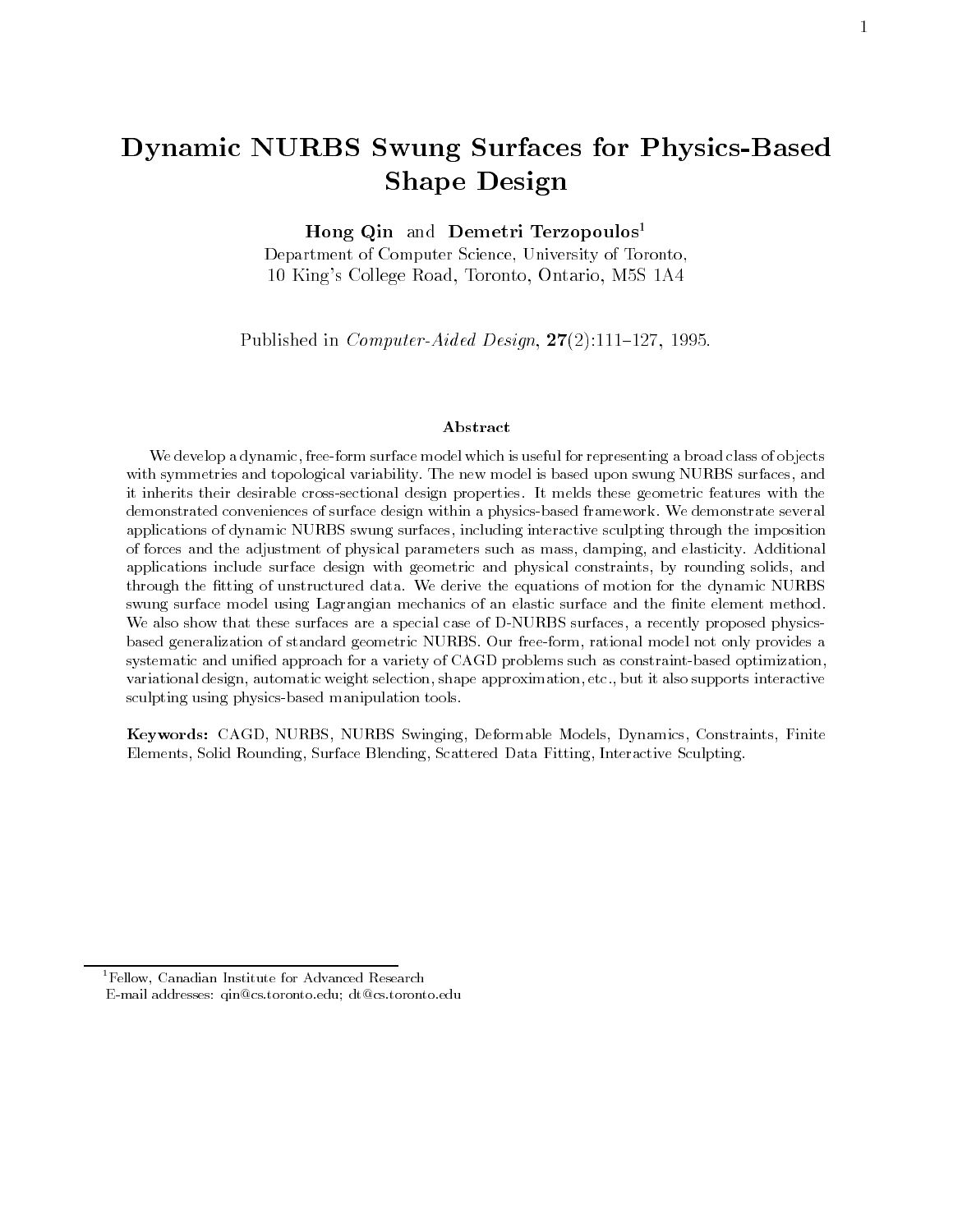# Dynamic NURBS Swung Surfaces for Physics-Based Shape Design

**Hong Qin** and **Demetri Terzopoulos**[1]

Department of Computer Science, University of Toronto,
10 King's College Road, Toronto, Ontario, M5S 1A4

Published in *Computer-Aided Design*, **27**(2):111–127, 1995.

### Abstract

We develop a dynamic, free-form surface model which is useful for representing a broad class of objects with symmetries and topological variability. The new model is based upon swung NURBS surfaces, and it inherits their desirable cross-sectional design properties. It melds these geometric features with the demonstrated conveniences of surface design within a physics-based framework. We demonstrate several applications of dynamic NURBS swung surfaces, including interactive sculpting through the imposition of forces and the adjustment of physical parameters such as mass, damping, and elasticity. Additional applications include surface design with geometric and physical constraints, by rounding solids, and through the fitting of unstructured data. We derive the equations of motion for the dynamic NURBS swung surface model using Lagrangian mechanics of an elastic surface and the finite element method. We also show that these surfaces are a special case of D-NURBS surfaces, a recently proposed physics-based generalization of standard geometric NURBS. Our free-form, rational model not only provides a systematic and unified approach for a variety of CAGD problems such as constraint-based optimization, variational design, automatic weight selection, shape approximation, etc., but it also supports interactive sculpting using physics-based manipulation tools.

**Keywords:** CAGD, NURBS, NURBS Swinging, Deformable Models, Dynamics, Constraints, Finite Elements, Solid Rounding, Surface Blending, Scattered Data Fitting, Interactive Sculpting.

---

[1] Fellow, Canadian Institute for Advanced Research
E-mail addresses: qin@cs.toronto.edu; dt@cs.toronto.edu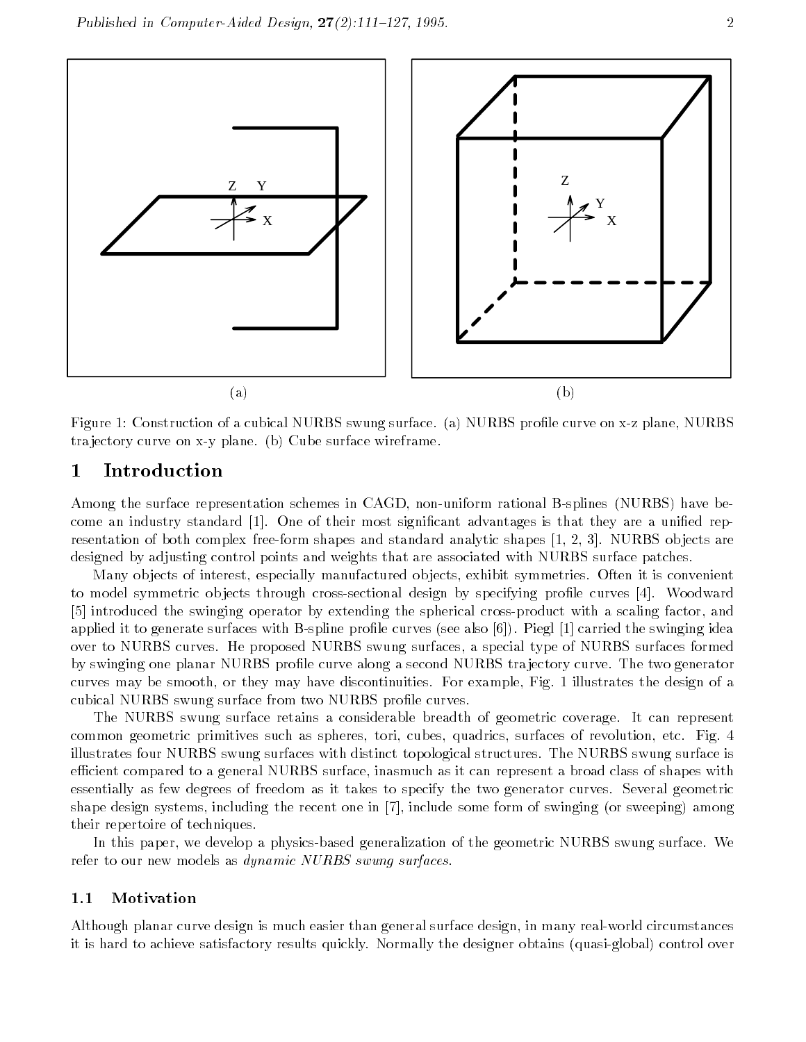(a) (b)

Figure 1: Construction of a cubical NURBS swung surface. (a) NURBS profile curve on x-z plane, NURBS trajectory curve on x-y plane. (b) Cube surface wireframe.

# 1 Introduction

Among the surface representation schemes in CAGD, non-uniform rational B-splines (NURBS) have become an industry standard [1]. One of their most significant advantages is that they are a unified representation of both complex free-form shapes and standard analytic shapes [1, 2, 3]. NURBS objects are designed by adjusting control points and weights that are associated with NURBS surface patches.

Many objects of interest, especially manufactured objects, exhibit symmetries. Often it is convenient to model symmetric objects through cross-sectional design by specifying profile curves [4]. Woodward [5] introduced the swinging operator by extending the spherical cross-product with a scaling factor, and applied it to generate surfaces with B-spline profile curves (see also [6]). Piegl [1] carried the swinging idea over to NURBS curves. He proposed NURBS swung surfaces, a special type of NURBS surfaces formed by swinging one planar NURBS profile curve along a second NURBS trajectory curve. The two generator curves may be smooth, or they may have discontinuities. For example, Fig. 1 illustrates the design of a cubical NURBS swung surface from two NURBS profile curves.

The NURBS swung surface retains a considerable breadth of geometric coverage. It can represent common geometric primitives such as spheres, tori, cubes, quadrics, surfaces of revolution, etc. Fig. 4 illustrates four NURBS swung surfaces with distinct topological structures. The NURBS swung surface is efficient compared to a general NURBS surface, inasmuch as it can represent a broad class of shapes with essentially as few degrees of freedom as it takes to specify the two generator curves. Several geometric shape design systems, including the recent one in [7], include some form of swinging (or sweeping) among their repertoire of techniques.

In this paper, we develop a physics-based generalization of the geometric NURBS swung surface. We refer to our new models as *dynamic NURBS swung surfaces*.

## 1.1 Motivation

Although planar curve design is much easier than general surface design, in many real-world circumstances it is hard to achieve satisfactory results quickly. Normally the designer obtains (quasi-global) control over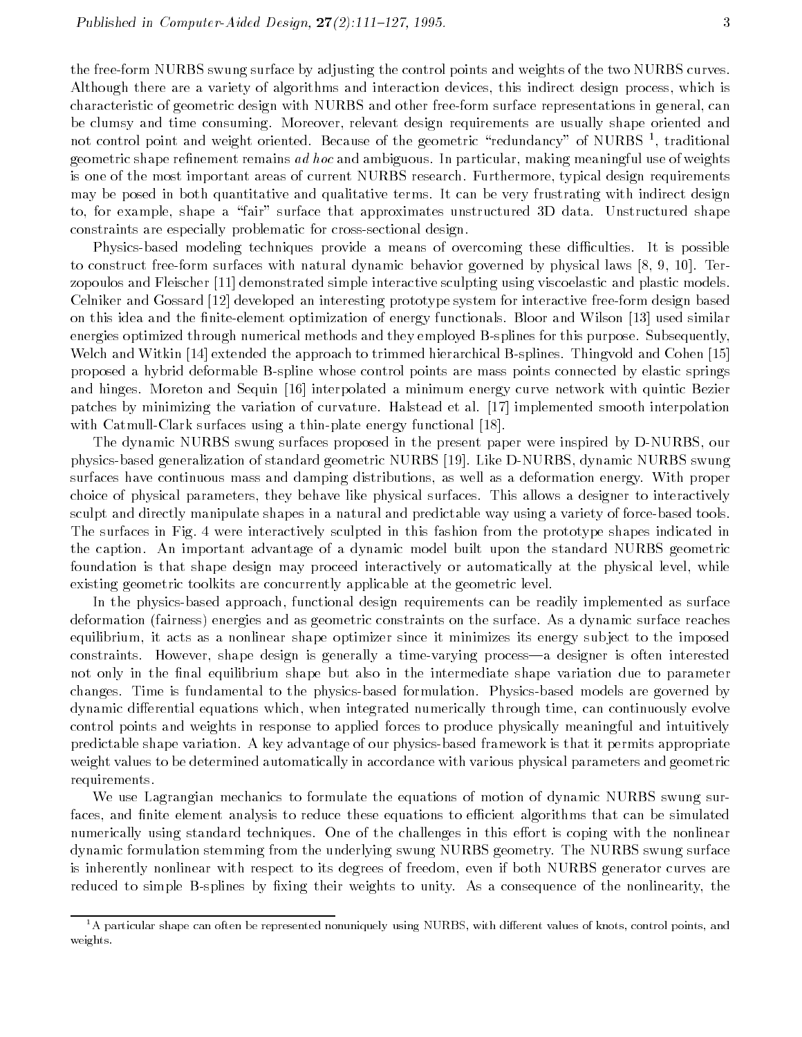the free-form NURBS swung surface by adjusting the control points and weights of the two NURBS curves. Although there are a variety of algorithms and interaction devices, this indirect design process, which is characteristic of geometric design with NURBS and other free-form surface representations in general, can be clumsy and time consuming. Moreover, relevant design requirements are usually shape oriented and not control point and weight oriented. Because of the geometric "redundancy" of NURBS [1], traditional geometric shape refinement remains *ad hoc* and ambiguous. In particular, making meaningful use of weights is one of the most important areas of current NURBS research. Furthermore, typical design requirements may be posed in both quantitative and qualitative terms. It can be very frustrating with indirect design to, for example, shape a "fair" surface that approximates unstructured 3D data. Unstructured shape constraints are especially problematic for cross-sectional design.

Physics-based modeling techniques provide a means of overcoming these difficulties. It is possible to construct free-form surfaces with natural dynamic behavior governed by physical laws [8, 9, 10]. Terzopoulos and Fleischer [11] demonstrated simple interactive sculpting using viscoelastic and plastic models. Celniker and Gossard [12] developed an interesting prototype system for interactive free-form design based on this idea and the finite-element optimization of energy functionals. Bloor and Wilson [13] used similar energies optimized through numerical methods and they employed B-splines for this purpose. Subsequently, Welch and Witkin [14] extended the approach to trimmed hierarchical B-splines. Thingvold and Cohen [15] proposed a hybrid deformable B-spline whose control points are mass points connected by elastic springs and hinges. Moreton and Sequin [16] interpolated a minimum energy curve network with quintic Bezier patches by minimizing the variation of curvature. Halstead et al. [17] implemented smooth interpolation with Catmull-Clark surfaces using a thin-plate energy functional [18].

The dynamic NURBS swung surfaces proposed in the present paper were inspired by D-NURBS, our physics-based generalization of standard geometric NURBS [19]. Like D-NURBS, dynamic NURBS swung surfaces have continuous mass and damping distributions, as well as a deformation energy. With proper choice of physical parameters, they behave like physical surfaces. This allows a designer to interactively sculpt and directly manipulate shapes in a natural and predictable way using a variety of force-based tools. The surfaces in Fig. 4 were interactively sculpted in this fashion from the prototype shapes indicated in the caption. An important advantage of a dynamic model built upon the standard NURBS geometric foundation is that shape design may proceed interactively or automatically at the physical level, while existing geometric toolkits are concurrently applicable at the geometric level.

In the physics-based approach, functional design requirements can be readily implemented as surface deformation (fairness) energies and as geometric constraints on the surface. As a dynamic surface reaches equilibrium, it acts as a nonlinear shape optimizer since it minimizes its energy subject to the imposed constraints. However, shape design is generally a time-varying process—a designer is often interested not only in the final equilibrium shape but also in the intermediate shape variation due to parameter changes. Time is fundamental to the physics-based formulation. Physics-based models are governed by dynamic differential equations which, when integrated numerically through time, can continuously evolve control points and weights in response to applied forces to produce physically meaningful and intuitively predictable shape variation. A key advantage of our physics-based framework is that it permits appropriate weight values to be determined automatically in accordance with various physical parameters and geometric requirements.

We use Lagrangian mechanics to formulate the equations of motion of dynamic NURBS swung surfaces, and finite element analysis to reduce these equations to efficient algorithms that can be simulated numerically using standard techniques. One of the challenges in this effort is coping with the nonlinear dynamic formulation stemming from the underlying swung NURBS geometry. The NURBS swung surface is inherently nonlinear with respect to its degrees of freedom, even if both NURBS generator curves are reduced to simple B-splines by fixing their weights to unity. As a consequence of the nonlinearity, the

---

[1] A particular shape can often be represented nonuniquely using NURBS, with different values of knots, control points, and weights.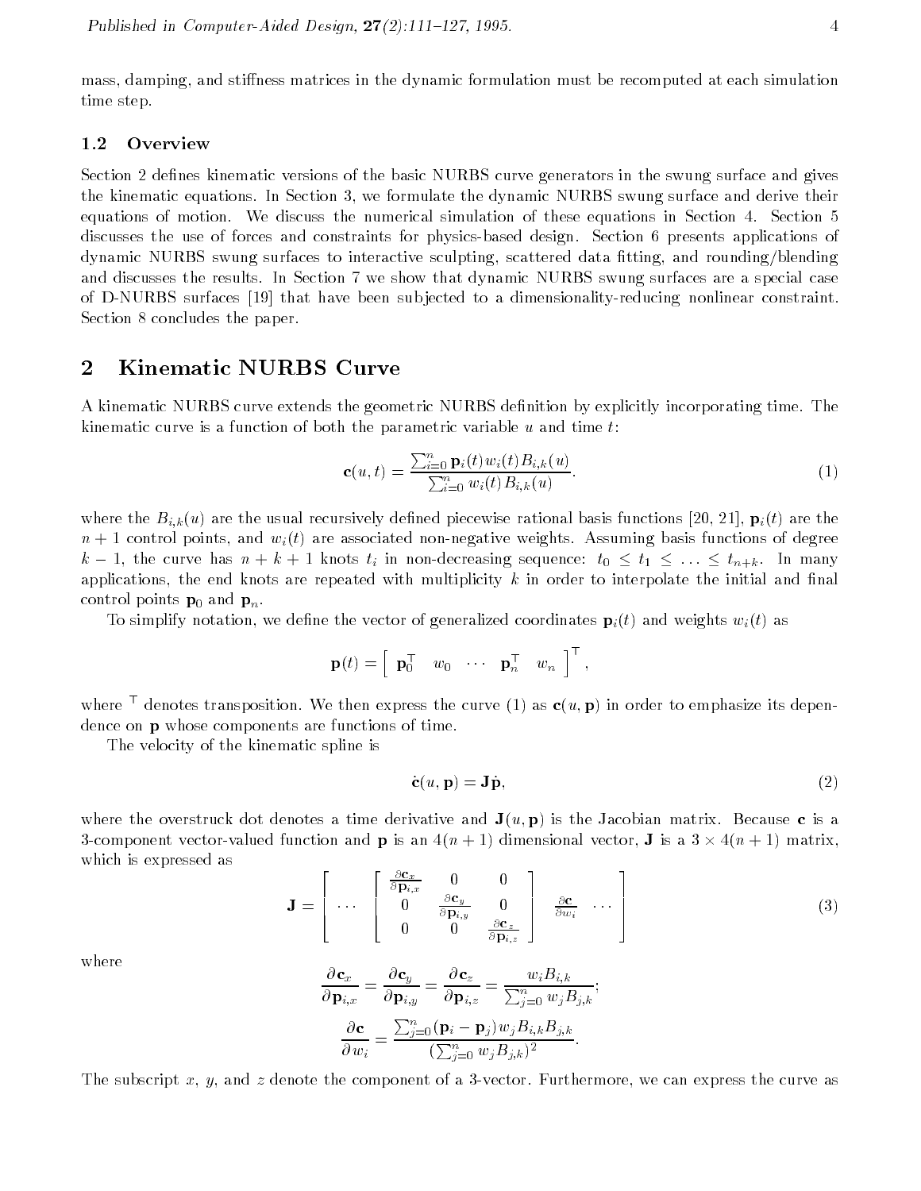mass, damping, and stiffness matrices in the dynamic formulation must be recomputed at each simulation time step.

### 1.2 Overview

Section 2 defines kinematic versions of the basic NURBS curve generators in the swung surface and gives the kinematic equations. In Section 3, we formulate the dynamic NURBS swung surface and derive their equations of motion. We discuss the numerical simulation of these equations in Section 4. Section 5 discusses the use of forces and constraints for physics-based design. Section 6 presents applications of dynamic NURBS swung surfaces to interactive sculpting, scattered data fitting, and rounding/blending and discusses the results. In Section 7 we show that dynamic NURBS swung surfaces are a special case of D-NURBS surfaces [19] that have been subjected to a dimensionality-reducing nonlinear constraint. Section 8 concludes the paper.

## 2 Kinematic NURBS Curve

A kinematic NURBS curve extends the geometric NURBS definition by explicitly incorporating time. The kinematic curve is a function of both the parametric variable $u$ and time $t$:

$$\mathbf{c}(u,t) = \frac{\sum_{i=0}^{n} \mathbf{p}_i(t) w_i(t) B_{i,k}(u)}{\sum_{i=0}^{n} w_i(t) B_{i,k}(u)}. \tag{1}$$

where the $B_{i,k}(u)$ are the usual recursively defined piecewise rational basis functions [20, 21], $\mathbf{p}_i(t)$ are the $n+1$ control points, and $w_i(t)$ are associated non-negative weights. Assuming basis functions of degree $k-1$, the curve has $n+k+1$ knots $t_i$ in non-decreasing sequence: $t_0 \leq t_1 \leq \ldots \leq t_{n+k}$. In many applications, the end knots are repeated with multiplicity $k$ in order to interpolate the initial and final control points $\mathbf{p}_0$ and $\mathbf{p}_n$.

To simplify notation, we define the vector of generalized coordinates $\mathbf{p}_i(t)$ and weights $w_i(t)$ as

$$\mathbf{p}(t) = \left[ \begin{array}{ccccc} \mathbf{p}_0^\top & w_0 & \cdots & \mathbf{p}_n^\top & w_n \end{array} \right]^\top,$$

where $^\top$ denotes transposition. We then express the curve (1) as $\mathbf{c}(u, \mathbf{p})$ in order to emphasize its dependence on $\mathbf{p}$ whose components are functions of time.

The velocity of the kinematic spline is

$$\dot{\mathbf{c}}(u, \mathbf{p}) = \mathbf{J}\dot{\mathbf{p}}, \tag{2}$$

where the overstruck dot denotes a time derivative and $\mathbf{J}(u, \mathbf{p})$ is the Jacobian matrix. Because $\mathbf{c}$ is a 3-component vector-valued function and $\mathbf{p}$ is an $4(n+1)$ dimensional vector, $\mathbf{J}$ is a $3 \times 4(n+1)$ matrix, which is expressed as

$$\mathbf{J} = \left[ \begin{array}{cccc} \cdots & \left[ \begin{array}{ccc} \frac{\partial \mathbf{c}_x}{\partial \mathbf{p}_{i,x}} & 0 & 0 \\ 0 & \frac{\partial \mathbf{c}_y}{\partial \mathbf{p}_{i,y}} & 0 \\ 0 & 0 & \frac{\partial \mathbf{c}_z}{\partial \mathbf{p}_{i,z}} \end{array} \right] & \frac{\partial \mathbf{c}}{\partial w_i} & \cdots \end{array} \right] \tag{3}$$

where

$$\frac{\partial \mathbf{c}_x}{\partial \mathbf{p}_{i,x}} = \frac{\partial \mathbf{c}_y}{\partial \mathbf{p}_{i,y}} = \frac{\partial \mathbf{c}_z}{\partial \mathbf{p}_{i,z}} = \frac{w_i B_{i,k}}{\sum_{j=0}^{n} w_j B_{j,k}};$$

$$\frac{\partial \mathbf{c}}{\partial w_i} = \frac{\sum_{j=0}^{n} (\mathbf{p}_i - \mathbf{p}_j) w_j B_{i,k} B_{j,k}}{(\sum_{j=0}^{n} w_j B_{j,k})^2}.$$

The subscript $x$, $y$, and $z$ denote the component of a 3-vector. Furthermore, we can express the curve as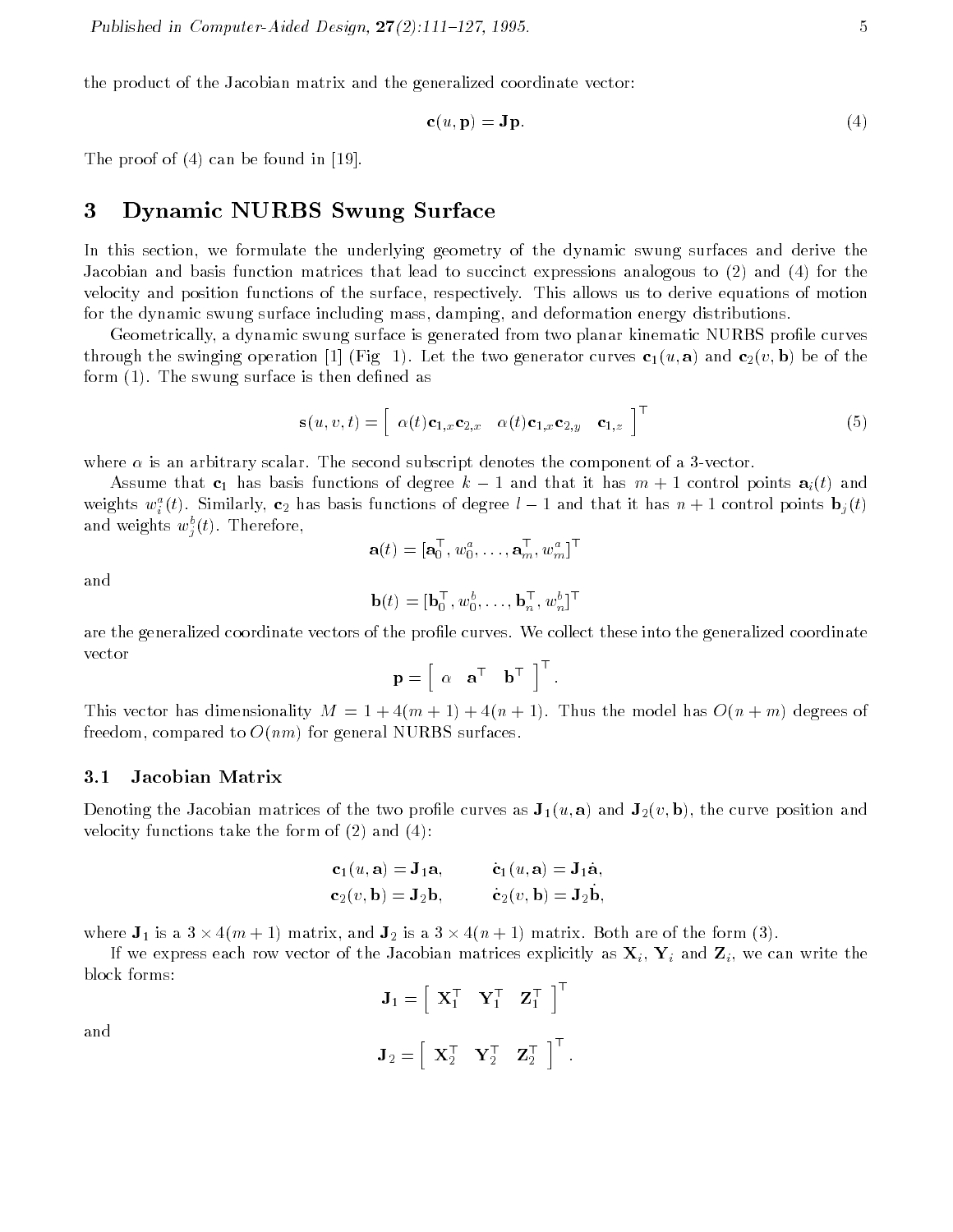the product of the Jacobian matrix and the generalized coordinate vector:

$$\mathbf{c}(u, \mathbf{p}) = \mathbf{J}\mathbf{p}. \tag{4}$$

The proof of (4) can be found in [19].

## 3 Dynamic NURBS Swung Surface

In this section, we formulate the underlying geometry of the dynamic swung surfaces and derive the Jacobian and basis function matrices that lead to succinct expressions analogous to (2) and (4) for the velocity and position functions of the surface, respectively. This allows us to derive equations of motion for the dynamic swung surface including mass, damping, and deformation energy distributions.

Geometrically, a dynamic swung surface is generated from two planar kinematic NURBS profile curves through the swinging operation [1] (Fig 1). Let the two generator curves $\mathbf{c}_1(u, \mathbf{a})$ and $\mathbf{c}_2(v, \mathbf{b})$ be of the form (1). The swung surface is then defined as

$$\mathbf{s}(u, v, t) = \left[ \begin{array}{ccc} \alpha(t)\mathbf{c}_{1,x}\mathbf{c}_{2,x} & \alpha(t)\mathbf{c}_{1,x}\mathbf{c}_{2,y} & \mathbf{c}_{1,z} \end{array} \right]^\top \tag{5}$$

where $\alpha$ is an arbitrary scalar. The second subscript denotes the component of a 3-vector.

Assume that $\mathbf{c}_1$ has basis functions of degree $k-1$ and that it has $m+1$ control points $\mathbf{a}_i(t)$ and weights $w_i^a(t)$. Similarly, $\mathbf{c}_2$ has basis functions of degree $l-1$ and that it has $n+1$ control points $\mathbf{b}_j(t)$ and weights $w_j^b(t)$. Therefore,

$$\mathbf{a}(t) = [\mathbf{a}_0^\top, w_0^a, \ldots, \mathbf{a}_m^\top, w_m^a]^\top$$

and

$$\mathbf{b}(t) = [\mathbf{b}_0^\top, w_0^b, \ldots, \mathbf{b}_n^\top, w_n^b]^\top$$

are the generalized coordinate vectors of the profile curves. We collect these into the generalized coordinate vector

$$\mathbf{p} = \left[ \begin{array}{ccc} \alpha & \mathbf{a}^\top & \mathbf{b}^\top \end{array} \right]^\top.$$

This vector has dimensionality $M = 1 + 4(m+1) + 4(n+1)$. Thus the model has $O(n+m)$ degrees of freedom, compared to $O(nm)$ for general NURBS surfaces.

### 3.1 Jacobian Matrix

Denoting the Jacobian matrices of the two profile curves as $\mathbf{J}_1(u, \mathbf{a})$ and $\mathbf{J}_2(v, \mathbf{b})$, the curve position and velocity functions take the form of (2) and (4):

$$\mathbf{c}_1(u, \mathbf{a}) = \mathbf{J}_1\mathbf{a}, \qquad \dot{\mathbf{c}}_1(u, \mathbf{a}) = \mathbf{J}_1\dot{\mathbf{a}},$$
$$\mathbf{c}_2(v, \mathbf{b}) = \mathbf{J}_2\mathbf{b}, \qquad \dot{\mathbf{c}}_2(v, \mathbf{b}) = \mathbf{J}_2\dot{\mathbf{b}},$$

where $\mathbf{J}_1$ is a $3 \times 4(m+1)$ matrix, and $\mathbf{J}_2$ is a $3 \times 4(n+1)$ matrix. Both are of the form (3).

If we express each row vector of the Jacobian matrices explicitly as $\mathbf{X}_i$, $\mathbf{Y}_i$ and $\mathbf{Z}_i$, we can write the block forms:

$$\mathbf{J}_1 = \left[ \begin{array}{ccc} \mathbf{X}_1^\top & \mathbf{Y}_1^\top & \mathbf{Z}_1^\top \end{array} \right]^\top$$

and

$$\mathbf{J}_2 = \left[ \begin{array}{ccc} \mathbf{X}_2^\top & \mathbf{Y}_2^\top & \mathbf{Z}_2^\top \end{array} \right]^\top.$$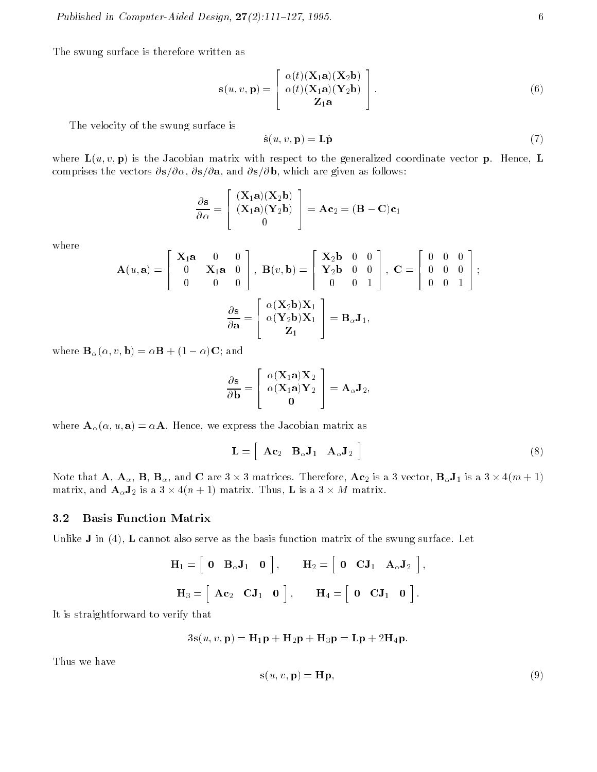The swung surface is therefore written as

$$\mathbf{s}(u, v, \mathbf{p}) = \begin{bmatrix} \alpha(t)(\mathbf{X}_1\mathbf{a})(\mathbf{X}_2\mathbf{b}) \\ \alpha(t)(\mathbf{X}_1\mathbf{a})(\mathbf{Y}_2\mathbf{b}) \\ \mathbf{Z}_1\mathbf{a} \end{bmatrix}. \tag{6}$$

The velocity of the swung surface is

$$\dot{\mathbf{s}}(u, v, \mathbf{p}) = \mathbf{L}\dot{\mathbf{p}} \tag{7}$$

where $\mathbf{L}(u, v, \mathbf{p})$ is the Jacobian matrix with respect to the generalized coordinate vector $\mathbf{p}$. Hence, $\mathbf{L}$ comprises the vectors $\partial\mathbf{s}/\partial\alpha$, $\partial\mathbf{s}/\partial\mathbf{a}$, and $\partial\mathbf{s}/\partial\mathbf{b}$, which are given as follows:

$$\frac{\partial \mathbf{s}}{\partial \alpha} = \begin{bmatrix} (\mathbf{X}_1\mathbf{a})(\mathbf{X}_2\mathbf{b}) \\ (\mathbf{X}_1\mathbf{a})(\mathbf{Y}_2\mathbf{b}) \\ 0 \end{bmatrix} = \mathbf{A}\mathbf{c}_2 = (\mathbf{B} - \mathbf{C})\mathbf{c}_1$$

where

$$\mathbf{A}(u, \mathbf{a}) = \begin{bmatrix} \mathbf{X}_1\mathbf{a} & 0 & 0 \\ 0 & \mathbf{X}_1\mathbf{a} & 0 \\ 0 & 0 & 0 \end{bmatrix}, \ \mathbf{B}(v, \mathbf{b}) = \begin{bmatrix} \mathbf{X}_2\mathbf{b} & 0 & 0 \\ \mathbf{Y}_2\mathbf{b} & 0 & 0 \\ 0 & 0 & 1 \end{bmatrix}, \ \mathbf{C} = \begin{bmatrix} 0 & 0 & 0 \\ 0 & 0 & 0 \\ 0 & 0 & 1 \end{bmatrix};$$

$$\frac{\partial \mathbf{s}}{\partial \mathbf{a}} = \begin{bmatrix} \alpha(\mathbf{X}_2\mathbf{b})\mathbf{X}_1 \\ \alpha(\mathbf{Y}_2\mathbf{b})\mathbf{X}_1 \\ \mathbf{Z}_1 \end{bmatrix} = \mathbf{B}_\alpha\mathbf{J}_1,$$

where $\mathbf{B}_\alpha(\alpha, v, \mathbf{b}) = \alpha\mathbf{B} + (1 - \alpha)\mathbf{C}$; and

$$\frac{\partial \mathbf{s}}{\partial \mathbf{b}} = \begin{bmatrix} \alpha(\mathbf{X}_1\mathbf{a})\mathbf{X}_2 \\ \alpha(\mathbf{X}_1\mathbf{a})\mathbf{Y}_2 \\ \mathbf{0} \end{bmatrix} = \mathbf{A}_\alpha\mathbf{J}_2,$$

where $\mathbf{A}_\alpha(\alpha, u, \mathbf{a}) = \alpha\mathbf{A}$. Hence, we express the Jacobian matrix as

$$\mathbf{L} = \begin{bmatrix} \mathbf{A}\mathbf{c}_2 & \mathbf{B}_\alpha\mathbf{J}_1 & \mathbf{A}_\alpha\mathbf{J}_2 \end{bmatrix} \tag{8}$$

Note that $\mathbf{A}$, $\mathbf{A}_\alpha$, $\mathbf{B}$, $\mathbf{B}_\alpha$, and $\mathbf{C}$ are $3 \times 3$ matrices. Therefore, $\mathbf{A}\mathbf{c}_2$ is a 3 vector, $\mathbf{B}_\alpha\mathbf{J}_1$ is a $3 \times 4(m + 1)$ matrix, and $\mathbf{A}_\alpha\mathbf{J}_2$ is a $3 \times 4(n + 1)$ matrix. Thus, $\mathbf{L}$ is a $3 \times M$ matrix.

### 3.2 Basis Function Matrix

Unlike $\mathbf{J}$ in (4), $\mathbf{L}$ cannot also serve as the basis function matrix of the swung surface. Let

$$\mathbf{H}_1 = \begin{bmatrix} \mathbf{0} & \mathbf{B}_\alpha\mathbf{J}_1 & \mathbf{0} \end{bmatrix}, \qquad \mathbf{H}_2 = \begin{bmatrix} \mathbf{0} & \mathbf{C}\mathbf{J}_1 & \mathbf{A}_\alpha\mathbf{J}_2 \end{bmatrix},$$

$$\mathbf{H}_3 = \begin{bmatrix} \mathbf{A}\mathbf{c}_2 & \mathbf{C}\mathbf{J}_1 & \mathbf{0} \end{bmatrix}, \qquad \mathbf{H}_4 = \begin{bmatrix} \mathbf{0} & \mathbf{C}\mathbf{J}_1 & \mathbf{0} \end{bmatrix}.$$

It is straightforward to verify that

$$3\mathbf{s}(u, v, \mathbf{p}) = \mathbf{H}_1\mathbf{p} + \mathbf{H}_2\mathbf{p} + \mathbf{H}_3\mathbf{p} = \mathbf{L}\mathbf{p} + 2\mathbf{H}_4\mathbf{p}.$$

Thus we have

$$\mathbf{s}(u, v, \mathbf{p}) = \mathbf{H}\mathbf{p}, \tag{9}$$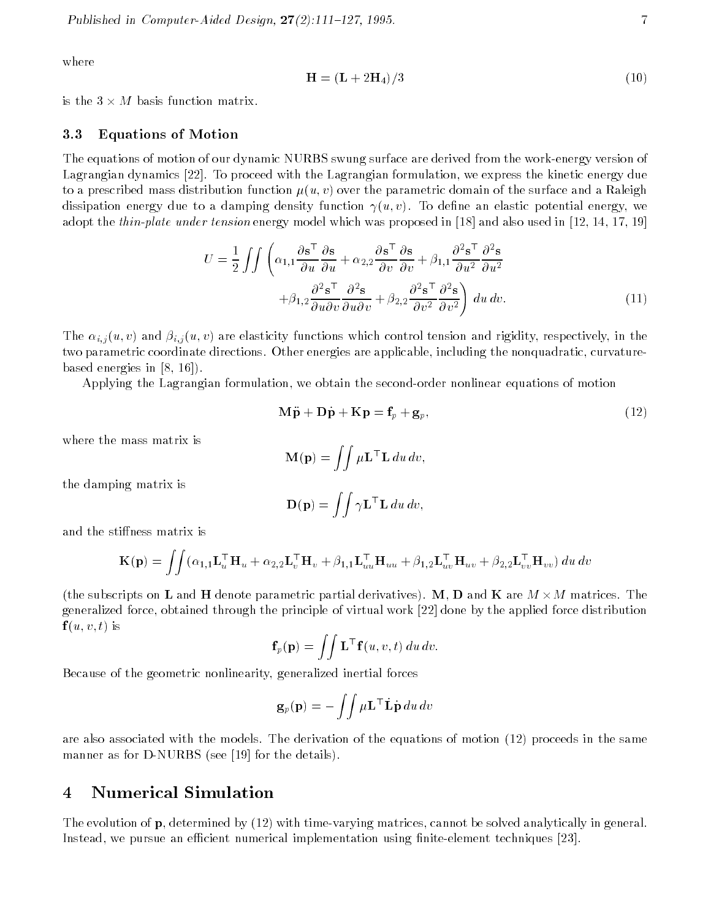where

$$\mathbf{H} = (\mathbf{L} + 2\mathbf{H}_4)/3 \tag{10}$$

is the $3 \times M$ basis function matrix.

### 3.3 Equations of Motion

The equations of motion of our dynamic NURBS swung surface are derived from the work-energy version of Lagrangian dynamics [22]. To proceed with the Lagrangian formulation, we express the kinetic energy due to a prescribed mass distribution function $\mu(u,v)$ over the parametric domain of the surface and a Raleigh dissipation energy due to a damping density function $\gamma(u,v)$. To define an elastic potential energy, we adopt the *thin-plate under tension* energy model which was proposed in [18] and also used in [12, 14, 17, 19]

$$U = \frac{1}{2} \iint \left( \alpha_{1,1} \frac{\partial \mathbf{s}^\top}{\partial u} \frac{\partial \mathbf{s}}{\partial u} + \alpha_{2,2} \frac{\partial \mathbf{s}^\top}{\partial v} \frac{\partial \mathbf{s}}{\partial v} + \beta_{1,1} \frac{\partial^2 \mathbf{s}^\top}{\partial u^2} \frac{\partial^2 \mathbf{s}}{\partial u^2} + \beta_{1,2} \frac{\partial^2 \mathbf{s}^\top}{\partial u \partial v} \frac{\partial^2 \mathbf{s}}{\partial u \partial v} + \beta_{2,2} \frac{\partial^2 \mathbf{s}^\top}{\partial v^2} \frac{\partial^2 \mathbf{s}}{\partial v^2} \right) du\, dv. \tag{11}$$

The $\alpha_{i,j}(u,v)$ and $\beta_{i,j}(u,v)$ are elasticity functions which control tension and rigidity, respectively, in the two parametric coordinate directions. Other energies are applicable, including the nonquadratic, curvature-based energies in [8, 16]).

Applying the Lagrangian formulation, we obtain the second-order nonlinear equations of motion

$$\mathbf{M}\ddot{\mathbf{p}} + \mathbf{D}\dot{\mathbf{p}} + \mathbf{K}\mathbf{p} = \mathbf{f}_p + \mathbf{g}_p, \tag{12}$$

where the mass matrix is

$$\mathbf{M}(\mathbf{p}) = \iint \mu \mathbf{L}^\top \mathbf{L}\, du\, dv,$$

the damping matrix is

$$\mathbf{D}(\mathbf{p}) = \iint \gamma \mathbf{L}^\top \mathbf{L}\, du\, dv,$$

and the stiffness matrix is

$$\mathbf{K}(\mathbf{p}) = \iint (\alpha_{1,1} \mathbf{L}_u^\top \mathbf{H}_u + \alpha_{2,2} \mathbf{L}_v^\top \mathbf{H}_v + \beta_{1,1} \mathbf{L}_{uu}^\top \mathbf{H}_{uu} + \beta_{1,2} \mathbf{L}_{uv}^\top \mathbf{H}_{uv} + \beta_{2,2} \mathbf{L}_{vv}^\top \mathbf{H}_{vv})\, du\, dv$$

(the subscripts on $\mathbf{L}$ and $\mathbf{H}$ denote parametric partial derivatives). $\mathbf{M}$, $\mathbf{D}$ and $\mathbf{K}$ are $M \times M$ matrices. The generalized force, obtained through the principle of virtual work [22] done by the applied force distribution $\mathbf{f}(u,v,t)$ is

$$\mathbf{f}_p(\mathbf{p}) = \iint \mathbf{L}^\top \mathbf{f}(u,v,t)\, du\, dv.$$

Because of the geometric nonlinearity, generalized inertial forces

$$\mathbf{g}_p(\mathbf{p}) = -\iint \mu \mathbf{L}^\top \dot{\mathbf{L}} \dot{\mathbf{p}}\, du\, dv$$

are also associated with the models. The derivation of the equations of motion (12) proceeds in the same manner as for D-NURBS (see [19] for the details).

## 4 Numerical Simulation

The evolution of $\mathbf{p}$, determined by (12) with time-varying matrices, cannot be solved analytically in general. Instead, we pursue an efficient numerical implementation using finite-element techniques [23].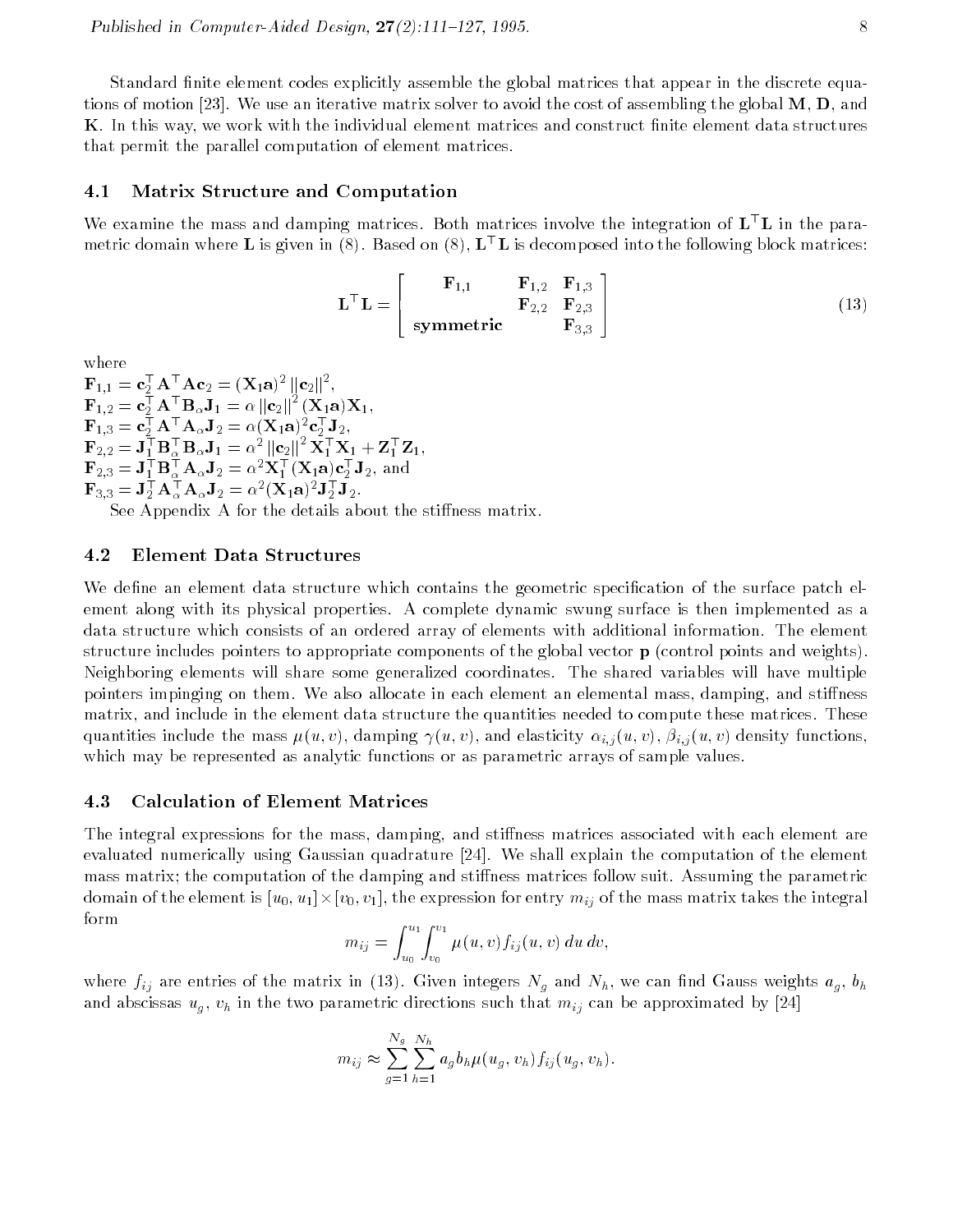Standard finite element codes explicitly assemble the global matrices that appear in the discrete equations of motion [23]. We use an iterative matrix solver to avoid the cost of assembling the global $\mathbf{M}$, $\mathbf{D}$, and $\mathbf{K}$. In this way, we work with the individual element matrices and construct finite element data structures that permit the parallel computation of element matrices.

### 4.1 Matrix Structure and Computation

We examine the mass and damping matrices. Both matrices involve the integration of $\mathbf{L}^\top \mathbf{L}$ in the parametric domain where $\mathbf{L}$ is given in (8). Based on (8), $\mathbf{L}^\top \mathbf{L}$ is decomposed into the following block matrices:

$$\mathbf{L}^\top \mathbf{L} = \begin{bmatrix} \mathbf{F}_{1,1} & \mathbf{F}_{1,2} & \mathbf{F}_{1,3} \\ & \mathbf{F}_{2,2} & \mathbf{F}_{2,3} \\ \textbf{symmetric} & & \mathbf{F}_{3,3} \end{bmatrix} \tag{13}$$

where

$\mathbf{F}_{1,1} = \mathbf{c}_2^\top \mathbf{A}^\top \mathbf{A} \mathbf{c}_2 = (\mathbf{X}_1 \mathbf{a})^2 \|\mathbf{c}_2\|^2$,

$\mathbf{F}_{1,2} = \mathbf{c}_2^\top \mathbf{A}^\top \mathbf{B}_\alpha \mathbf{J}_1 = \alpha \|\mathbf{c}_2\|^2 (\mathbf{X}_1 \mathbf{a}) \mathbf{X}_1$,

$\mathbf{F}_{1,3} = \mathbf{c}_2^\top \mathbf{A}^\top \mathbf{A}_\alpha \mathbf{J}_2 = \alpha (\mathbf{X}_1 \mathbf{a})^2 \mathbf{c}_2^\top \mathbf{J}_2$,

$\mathbf{F}_{2,2} = \mathbf{J}_1^\top \mathbf{B}_\alpha^\top \mathbf{B}_\alpha \mathbf{J}_1 = \alpha^2 \|\mathbf{c}_2\|^2 \mathbf{X}_1^\top \mathbf{X}_1 + \mathbf{Z}_1^\top \mathbf{Z}_1$,

$\mathbf{F}_{2,3} = \mathbf{J}_1^\top \mathbf{B}_\alpha^\top \mathbf{A}_\alpha \mathbf{J}_2 = \alpha^2 \mathbf{X}_1^\top (\mathbf{X}_1 \mathbf{a}) \mathbf{c}_2^\top \mathbf{J}_2$, and

$\mathbf{F}_{3,3} = \mathbf{J}_2^\top \mathbf{A}_\alpha^\top \mathbf{A}_\alpha \mathbf{J}_2 = \alpha^2 (\mathbf{X}_1 \mathbf{a})^2 \mathbf{J}_2^\top \mathbf{J}_2$.

See Appendix A for the details about the stiffness matrix.

### 4.2 Element Data Structures

We define an element data structure which contains the geometric specification of the surface patch element along with its physical properties. A complete dynamic swung surface is then implemented as a data structure which consists of an ordered array of elements with additional information. The element structure includes pointers to appropriate components of the global vector $\mathbf{p}$ (control points and weights). Neighboring elements will share some generalized coordinates. The shared variables will have multiple pointers impinging on them. We also allocate in each element an elemental mass, damping, and stiffness matrix, and include in the element data structure the quantities needed to compute these matrices. These quantities include the mass $\mu(u,v)$, damping $\gamma(u,v)$, and elasticity $\alpha_{i,j}(u,v)$, $\beta_{i,j}(u,v)$ density functions, which may be represented as analytic functions or as parametric arrays of sample values.

### 4.3 Calculation of Element Matrices

The integral expressions for the mass, damping, and stiffness matrices associated with each element are evaluated numerically using Gaussian quadrature [24]. We shall explain the computation of the element mass matrix; the computation of the damping and stiffness matrices follow suit. Assuming the parametric domain of the element is $[u_0, u_1] \times [v_0, v_1]$, the expression for entry $m_{ij}$ of the mass matrix takes the integral form

$$m_{ij} = \int_{u_0}^{u_1} \int_{v_0}^{v_1} \mu(u,v) f_{ij}(u,v)\, du\, dv,$$

where $f_{ij}$ are entries of the matrix in (13). Given integers $N_g$ and $N_h$, we can find Gauss weights $a_g$, $b_h$ and abscissas $u_g$, $v_h$ in the two parametric directions such that $m_{ij}$ can be approximated by [24]

$$m_{ij} \approx \sum_{g=1}^{N_g} \sum_{h=1}^{N_h} a_g b_h \mu(u_g, v_h) f_{ij}(u_g, v_h).$$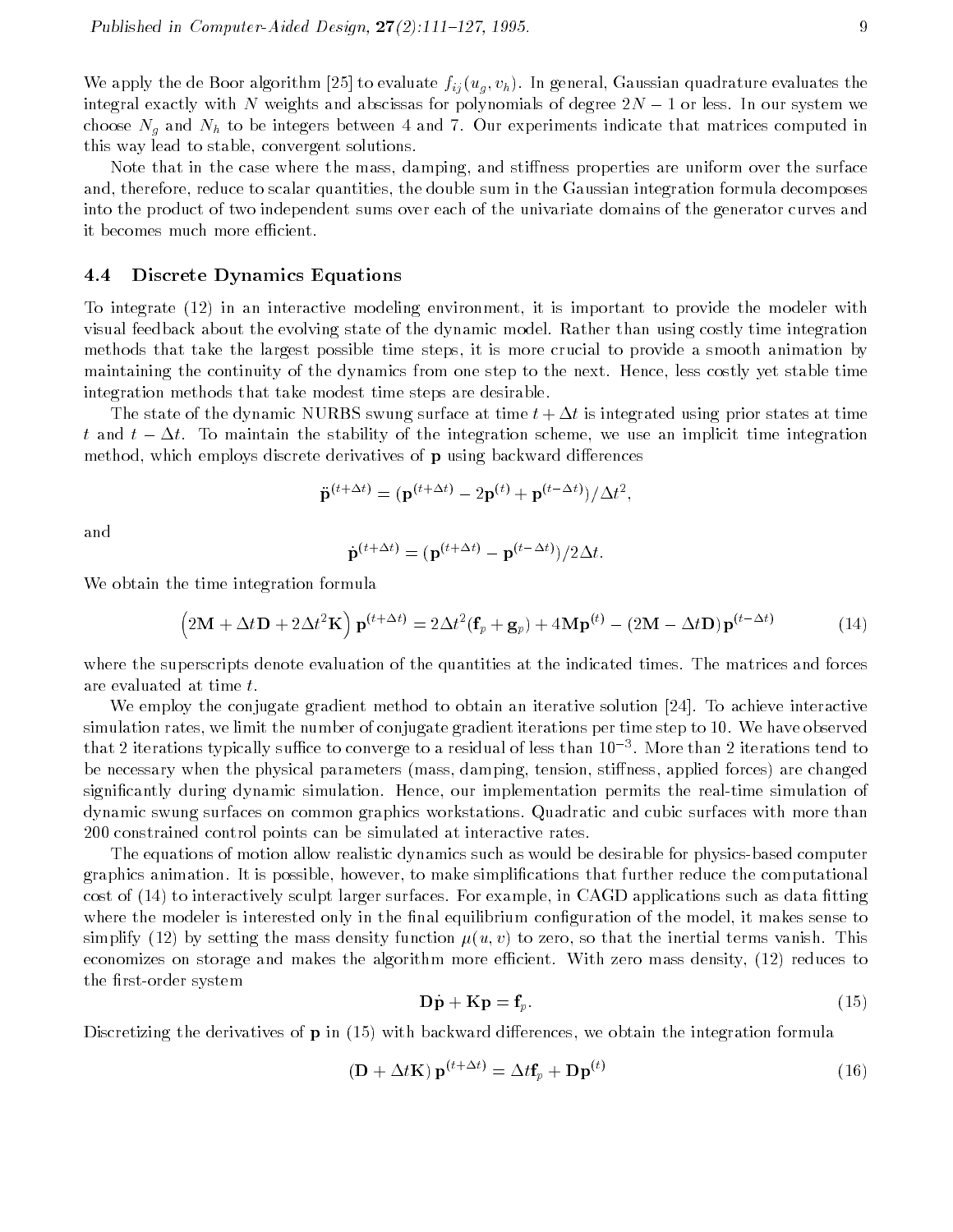We apply the de Boor algorithm [25] to evaluate $f_{ij}(u_g, v_h)$. In general, Gaussian quadrature evaluates the integral exactly with $N$ weights and abscissas for polynomials of degree $2N-1$ or less. In our system we choose $N_g$ and $N_h$ to be integers between 4 and 7. Our experiments indicate that matrices computed in this way lead to stable, convergent solutions.

Note that in the case where the mass, damping, and stiffness properties are uniform over the surface and, therefore, reduce to scalar quantities, the double sum in the Gaussian integration formula decomposes into the product of two independent sums over each of the univariate domains of the generator curves and it becomes much more efficient.

### 4.4 Discrete Dynamics Equations

To integrate (12) in an interactive modeling environment, it is important to provide the modeler with visual feedback about the evolving state of the dynamic model. Rather than using costly time integration methods that take the largest possible time steps, it is more crucial to provide a smooth animation by maintaining the continuity of the dynamics from one step to the next. Hence, less costly yet stable time integration methods that take modest time steps are desirable.

The state of the dynamic NURBS swung surface at time $t + \Delta t$ is integrated using prior states at time $t$ and $t - \Delta t$. To maintain the stability of the integration scheme, we use an implicit time integration method, which employs discrete derivatives of $\mathbf{p}$ using backward differences

$$\ddot{\mathbf{p}}^{(t+\Delta t)} = (\mathbf{p}^{(t+\Delta t)} - 2\mathbf{p}^{(t)} + \mathbf{p}^{(t-\Delta t)})/\Delta t^2,$$

and

$$\dot{\mathbf{p}}^{(t+\Delta t)} = (\mathbf{p}^{(t+\Delta t)} - \mathbf{p}^{(t-\Delta t)})/2\Delta t.$$

We obtain the time integration formula

$$\left(2\mathbf{M} + \Delta t\mathbf{D} + 2\Delta t^2\mathbf{K}\right)\mathbf{p}^{(t+\Delta t)} = 2\Delta t^2(\mathbf{f}_p + \mathbf{g}_p) + 4\mathbf{M}\mathbf{p}^{(t)} - (2\mathbf{M} - \Delta t\mathbf{D})\mathbf{p}^{(t-\Delta t)} \tag{14}$$

where the superscripts denote evaluation of the quantities at the indicated times. The matrices and forces are evaluated at time $t$.

We employ the conjugate gradient method to obtain an iterative solution [24]. To achieve interactive simulation rates, we limit the number of conjugate gradient iterations per time step to 10. We have observed that 2 iterations typically suffice to converge to a residual of less than $10^{-3}$. More than 2 iterations tend to be necessary when the physical parameters (mass, damping, tension, stiffness, applied forces) are changed significantly during dynamic simulation. Hence, our implementation permits the real-time simulation of dynamic swung surfaces on common graphics workstations. Quadratic and cubic surfaces with more than 200 constrained control points can be simulated at interactive rates.

The equations of motion allow realistic dynamics such as would be desirable for physics-based computer graphics animation. It is possible, however, to make simplifications that further reduce the computational cost of (14) to interactively sculpt larger surfaces. For example, in CAGD applications such as data fitting where the modeler is interested only in the final equilibrium configuration of the model, it makes sense to simplify (12) by setting the mass density function $\mu(u, v)$ to zero, so that the inertial terms vanish. This economizes on storage and makes the algorithm more efficient. With zero mass density, (12) reduces to the first-order system

$$\mathbf{D}\dot{\mathbf{p}} + \mathbf{K}\mathbf{p} = \mathbf{f}_p. \tag{15}$$

Discretizing the derivatives of $\mathbf{p}$ in (15) with backward differences, we obtain the integration formula

$$(\mathbf{D} + \Delta t\mathbf{K})\,\mathbf{p}^{(t+\Delta t)} = \Delta t\mathbf{f}_p + \mathbf{D}\mathbf{p}^{(t)} \tag{16}$$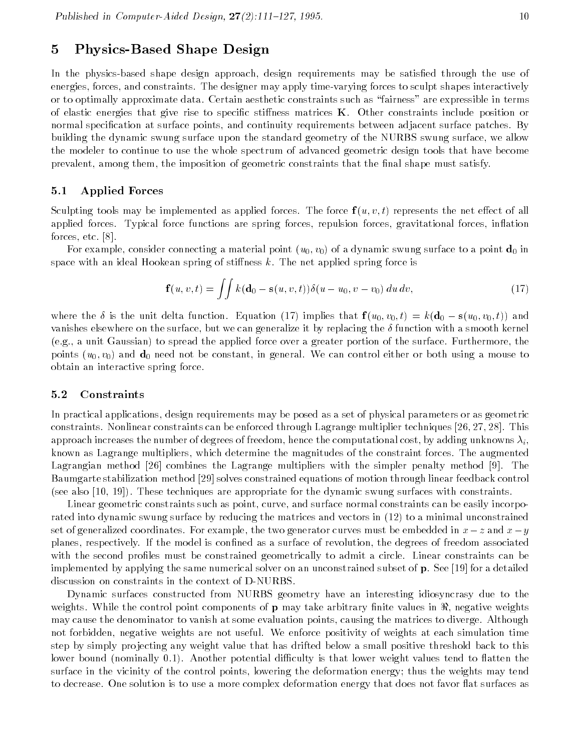## 5 Physics-Based Shape Design

In the physics-based shape design approach, design requirements may be satisfied through the use of energies, forces, and constraints. The designer may apply time-varying forces to sculpt shapes interactively or to optimally approximate data. Certain aesthetic constraints such as "fairness" are expressible in terms of elastic energies that give rise to specific stiffness matrices $\mathbf{K}$. Other constraints include position or normal specification at surface points, and continuity requirements between adjacent surface patches. By building the dynamic swung surface upon the standard geometry of the NURBS swung surface, we allow the modeler to continue to use the whole spectrum of advanced geometric design tools that have become prevalent, among them, the imposition of geometric constraints that the final shape must satisfy.

### 5.1 Applied Forces

Sculpting tools may be implemented as applied forces. The force $\mathbf{f}(u, v, t)$ represents the net effect of all applied forces. Typical force functions are spring forces, repulsion forces, gravitational forces, inflation forces, etc. [8].

For example, consider connecting a material point $(u_0, v_0)$ of a dynamic swung surface to a point $\mathbf{d}_0$ in space with an ideal Hookean spring of stiffness $k$. The net applied spring force is

$$\mathbf{f}(u, v, t) = \iint k(\mathbf{d}_0 - \mathbf{s}(u, v, t))\delta(u - u_0, v - v_0)\, du\, dv, \tag{17}$$

where the $\delta$ is the unit delta function. Equation (17) implies that $\mathbf{f}(u_0, v_0, t) = k(\mathbf{d}_0 - \mathbf{s}(u_0, v_0, t))$ and vanishes elsewhere on the surface, but we can generalize it by replacing the $\delta$ function with a smooth kernel (e.g., a unit Gaussian) to spread the applied force over a greater portion of the surface. Furthermore, the points $(u_0, v_0)$ and $\mathbf{d}_0$ need not be constant, in general. We can control either or both using a mouse to obtain an interactive spring force.

### 5.2 Constraints

In practical applications, design requirements may be posed as a set of physical parameters or as geometric constraints. Nonlinear constraints can be enforced through Lagrange multiplier techniques [26, 27, 28]. This approach increases the number of degrees of freedom, hence the computational cost, by adding unknowns $\lambda_i$, known as Lagrange multipliers, which determine the magnitudes of the constraint forces. The augmented Lagrangian method [26] combines the Lagrange multipliers with the simpler penalty method [9]. The Baumgarte stabilization method [29] solves constrained equations of motion through linear feedback control (see also [10, 19]). These techniques are appropriate for the dynamic swung surfaces with constraints.

Linear geometric constraints such as point, curve, and surface normal constraints can be easily incorporated into dynamic swung surface by reducing the matrices and vectors in (12) to a minimal unconstrained set of generalized coordinates. For example, the two generator curves must be embedded in $x-z$ and $x-y$ planes, respectively. If the model is confined as a surface of revolution, the degrees of freedom associated with the second profiles must be constrained geometrically to admit a circle. Linear constraints can be implemented by applying the same numerical solver on an unconstrained subset of $\mathbf{p}$. See [19] for a detailed discussion on constraints in the context of D-NURBS.

Dynamic surfaces constructed from NURBS geometry have an interesting idiosyncrasy due to the weights. While the control point components of $\mathbf{p}$ may take arbitrary finite values in $\Re$, negative weights may cause the denominator to vanish at some evaluation points, causing the matrices to diverge. Although not forbidden, negative weights are not useful. We enforce positivity of weights at each simulation time step by simply projecting any weight value that has drifted below a small positive threshold back to this lower bound (nominally 0.1). Another potential difficulty is that lower weight values tend to flatten the surface in the vicinity of the control points, lowering the deformation energy; thus the weights may tend to decrease. One solution is to use a more complex deformation energy that does not favor flat surfaces as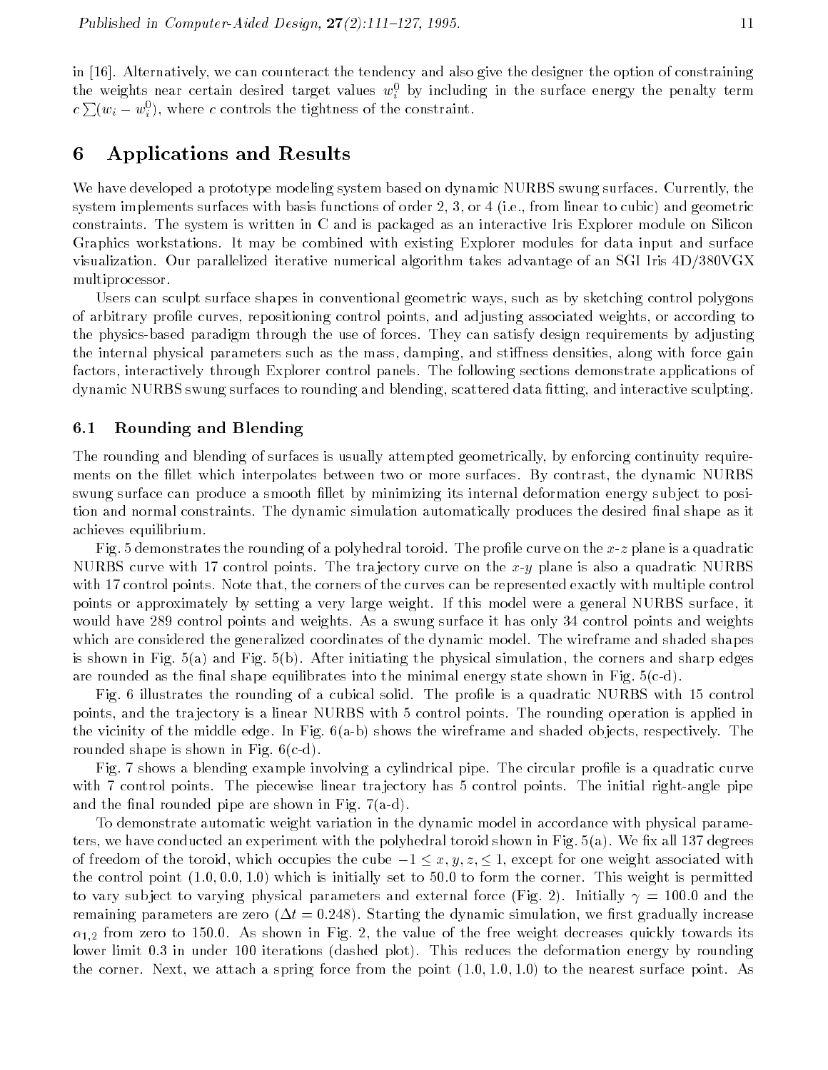in [16]. Alternatively, we can counteract the tendency and also give the designer the option of constraining the weights near certain desired target values $w_i^0$ by including in the surface energy the penalty term $c \sum (w_i - w_i^0)$, where $c$ controls the tightness of the constraint.

# 6 Applications and Results

We have developed a prototype modeling system based on dynamic NURBS swung surfaces. Currently, the system implements surfaces with basis functions of order 2, 3, or 4 (i.e., from linear to cubic) and geometric constraints. The system is written in C and is packaged as an interactive Iris Explorer module on Silicon Graphics workstations. It may be combined with existing Explorer modules for data input and surface visualization. Our parallelized iterative numerical algorithm takes advantage of an SGI Iris 4D/380VGX multiprocessor.

Users can sculpt surface shapes in conventional geometric ways, such as by sketching control polygons of arbitrary profile curves, repositioning control points, and adjusting associated weights, or according to the physics-based paradigm through the use of forces. They can satisfy design requirements by adjusting the internal physical parameters such as the mass, damping, and stiffness densities, along with force gain factors, interactively through Explorer control panels. The following sections demonstrate applications of dynamic NURBS swung surfaces to rounding and blending, scattered data fitting, and interactive sculpting.

## 6.1 Rounding and Blending

The rounding and blending of surfaces is usually attempted geometrically, by enforcing continuity requirements on the fillet which interpolates between two or more surfaces. By contrast, the dynamic NURBS swung surface can produce a smooth fillet by minimizing its internal deformation energy subject to position and normal constraints. The dynamic simulation automatically produces the desired final shape as it achieves equilibrium.

Fig. 5 demonstrates the rounding of a polyhedral toroid. The profile curve on the $x$-$z$ plane is a quadratic NURBS curve with 17 control points. The trajectory curve on the $x$-$y$ plane is also a quadratic NURBS with 17 control points. Note that, the corners of the curves can be represented exactly with multiple control points or approximately by setting a very large weight. If this model were a general NURBS surface, it would have 289 control points and weights. As a swung surface it has only 34 control points and weights which are considered the generalized coordinates of the dynamic model. The wireframe and shaded shapes is shown in Fig. 5(a) and Fig. 5(b). After initiating the physical simulation, the corners and sharp edges are rounded as the final shape equilibrates into the minimal energy state shown in Fig. 5(c-d).

Fig. 6 illustrates the rounding of a cubical solid. The profile is a quadratic NURBS with 15 control points, and the trajectory is a linear NURBS with 5 control points. The rounding operation is applied in the vicinity of the middle edge. In Fig. 6(a-b) shows the wireframe and shaded objects, respectively. The rounded shape is shown in Fig. 6(c-d).

Fig. 7 shows a blending example involving a cylindrical pipe. The circular profile is a quadratic curve with 7 control points. The piecewise linear trajectory has 5 control points. The initial right-angle pipe and the final rounded pipe are shown in Fig. 7(a-d).

To demonstrate automatic weight variation in the dynamic model in accordance with physical parameters, we have conducted an experiment with the polyhedral toroid shown in Fig. 5(a). We fix all 137 degrees of freedom of the toroid, which occupies the cube $-1 \le x, y, z, \le 1$, except for one weight associated with the control point $(1.0, 0.0, 1.0)$ which is initially set to 50.0 to form the corner. This weight is permitted to vary subject to varying physical parameters and external force (Fig. 2). Initially $\gamma = 100.0$ and the remaining parameters are zero ($\Delta t = 0.248$). Starting the dynamic simulation, we first gradually increase $\alpha_{1,2}$ from zero to 150.0. As shown in Fig. 2, the value of the free weight decreases quickly towards its lower limit 0.3 in under 100 iterations (dashed plot). This reduces the deformation energy by rounding the corner. Next, we attach a spring force from the point $(1.0, 1.0, 1.0)$ to the nearest surface point. As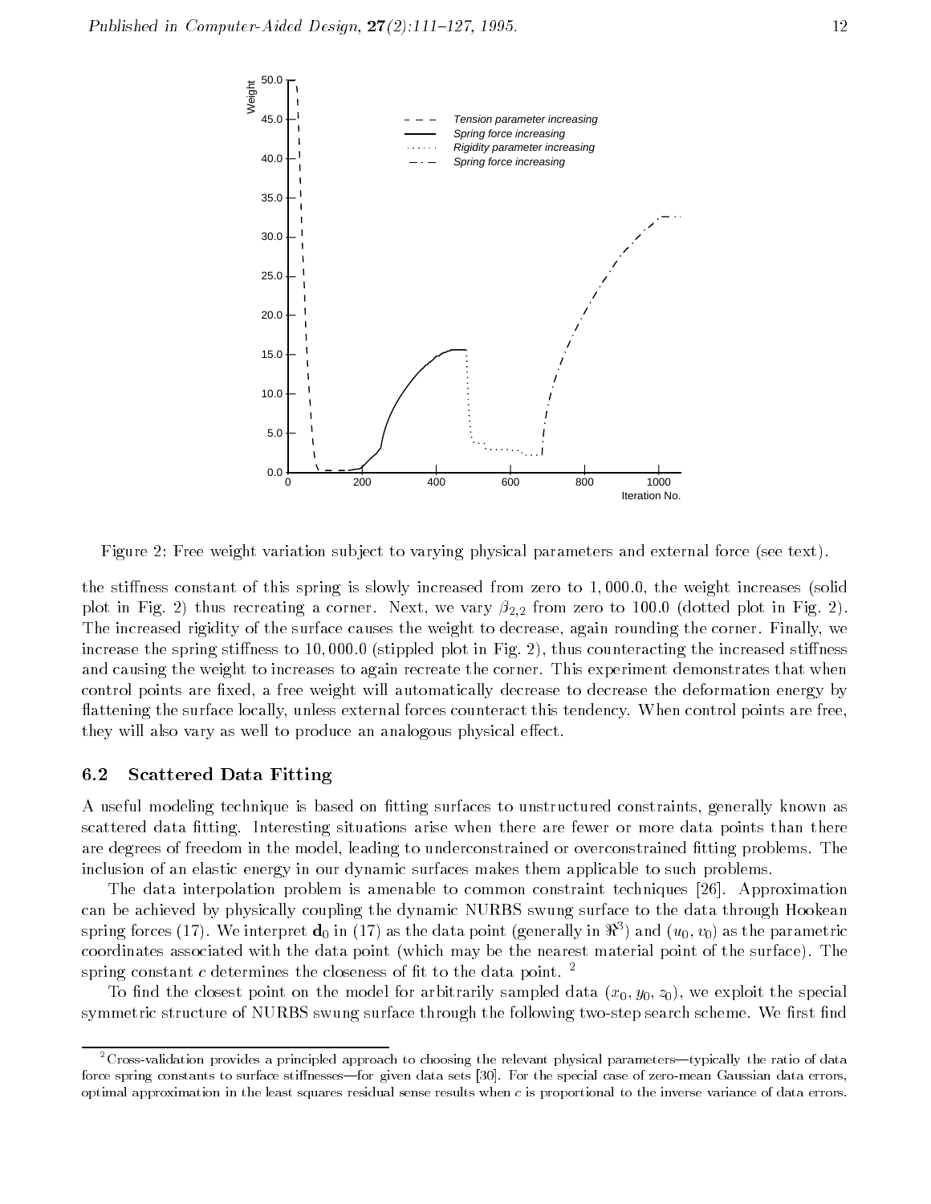Figure 2: Free weight variation subject to varying physical parameters and external force (see text).

the stiffness constant of this spring is slowly increased from zero to 1,000.0, the weight increases (solid plot in Fig. 2) thus recreating a corner. Next, we vary $\beta_{2,2}$ from zero to 100.0 (dotted plot in Fig. 2). The increased rigidity of the surface causes the weight to decrease, again rounding the corner. Finally, we increase the spring stiffness to 10,000.0 (stippled plot in Fig. 2), thus counteracting the increased stiffness and causing the weight to increases to again recreate the corner. This experiment demonstrates that when control points are fixed, a free weight will automatically decrease to decrease the deformation energy by flattening the surface locally, unless external forces counteract this tendency. When control points are free, they will also vary as well to produce an analogous physical effect.

### 6.2 Scattered Data Fitting

A useful modeling technique is based on fitting surfaces to unstructured constraints, generally known as scattered data fitting. Interesting situations arise when there are fewer or more data points than there are degrees of freedom in the model, leading to underconstrained or overconstrained fitting problems. The inclusion of an elastic energy in our dynamic surfaces makes them applicable to such problems.

The data interpolation problem is amenable to common constraint techniques [26]. Approximation can be achieved by physically coupling the dynamic NURBS swung surface to the data through Hookean spring forces (17). We interpret $\mathbf{d}_0$ in (17) as the data point (generally in $\Re^3$) and $(u_0, v_0)$ as the parametric coordinates associated with the data point (which may be the nearest material point of the surface). The spring constant $c$ determines the closeness of fit to the data point. [2]

To find the closest point on the model for arbitrarily sampled data $(x_0, y_0, z_0)$, we exploit the special symmetric structure of NURBS swung surface through the following two-step search scheme. We first find

[2] Cross-validation provides a principled approach to choosing the relevant physical parameters—typically the ratio of data force spring constants to surface stiffnesses—for given data sets [30]. For the special case of zero-mean Gaussian data errors, optimal approximation in the least squares residual sense results when $c$ is proportional to the inverse variance of data errors.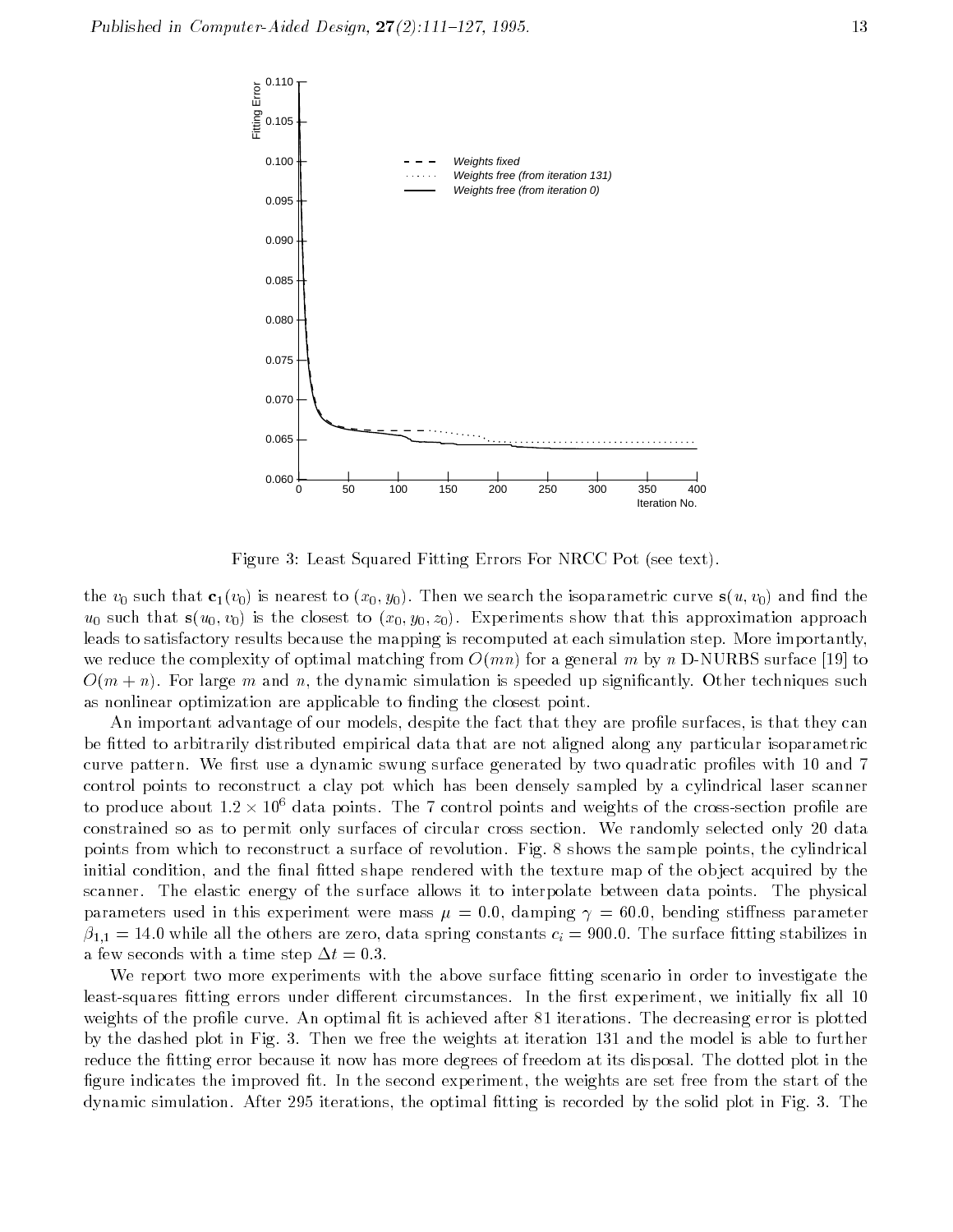Figure 3: Least Squared Fitting Errors For NRCC Pot (see text).

the $v_0$ such that $\mathbf{c}_1(v_0)$ is nearest to $(x_0, y_0)$. Then we search the isoparametric curve $\mathbf{s}(u, v_0)$ and find the $u_0$ such that $\mathbf{s}(u_0, v_0)$ is the closest to $(x_0, y_0, z_0)$. Experiments show that this approximation approach leads to satisfactory results because the mapping is recomputed at each simulation step. More importantly, we reduce the complexity of optimal matching from $O(mn)$ for a general $m$ by $n$ D-NURBS surface [19] to $O(m + n)$. For large $m$ and $n$, the dynamic simulation is speeded up significantly. Other techniques such as nonlinear optimization are applicable to finding the closest point.

An important advantage of our models, despite the fact that they are profile surfaces, is that they can be fitted to arbitrarily distributed empirical data that are not aligned along any particular isoparametric curve pattern. We first use a dynamic swung surface generated by two quadratic profiles with 10 and 7 control points to reconstruct a clay pot which has been densely sampled by a cylindrical laser scanner to produce about $1.2 \times 10^6$ data points. The 7 control points and weights of the cross-section profile are constrained so as to permit only surfaces of circular cross section. We randomly selected only 20 data points from which to reconstruct a surface of revolution. Fig. 8 shows the sample points, the cylindrical initial condition, and the final fitted shape rendered with the texture map of the object acquired by the scanner. The elastic energy of the surface allows it to interpolate between data points. The physical parameters used in this experiment were mass $\mu = 0.0$, damping $\gamma = 60.0$, bending stiffness parameter $\beta_{1,1} = 14.0$ while all the others are zero, data spring constants $c_i = 900.0$. The surface fitting stabilizes in a few seconds with a time step $\Delta t = 0.3$.

We report two more experiments with the above surface fitting scenario in order to investigate the least-squares fitting errors under different circumstances. In the first experiment, we initially fix all 10 weights of the profile curve. An optimal fit is achieved after 81 iterations. The decreasing error is plotted by the dashed plot in Fig. 3. Then we free the weights at iteration 131 and the model is able to further reduce the fitting error because it now has more degrees of freedom at its disposal. The dotted plot in the figure indicates the improved fit. In the second experiment, the weights are set free from the start of the dynamic simulation. After 295 iterations, the optimal fitting is recorded by the solid plot in Fig. 3. The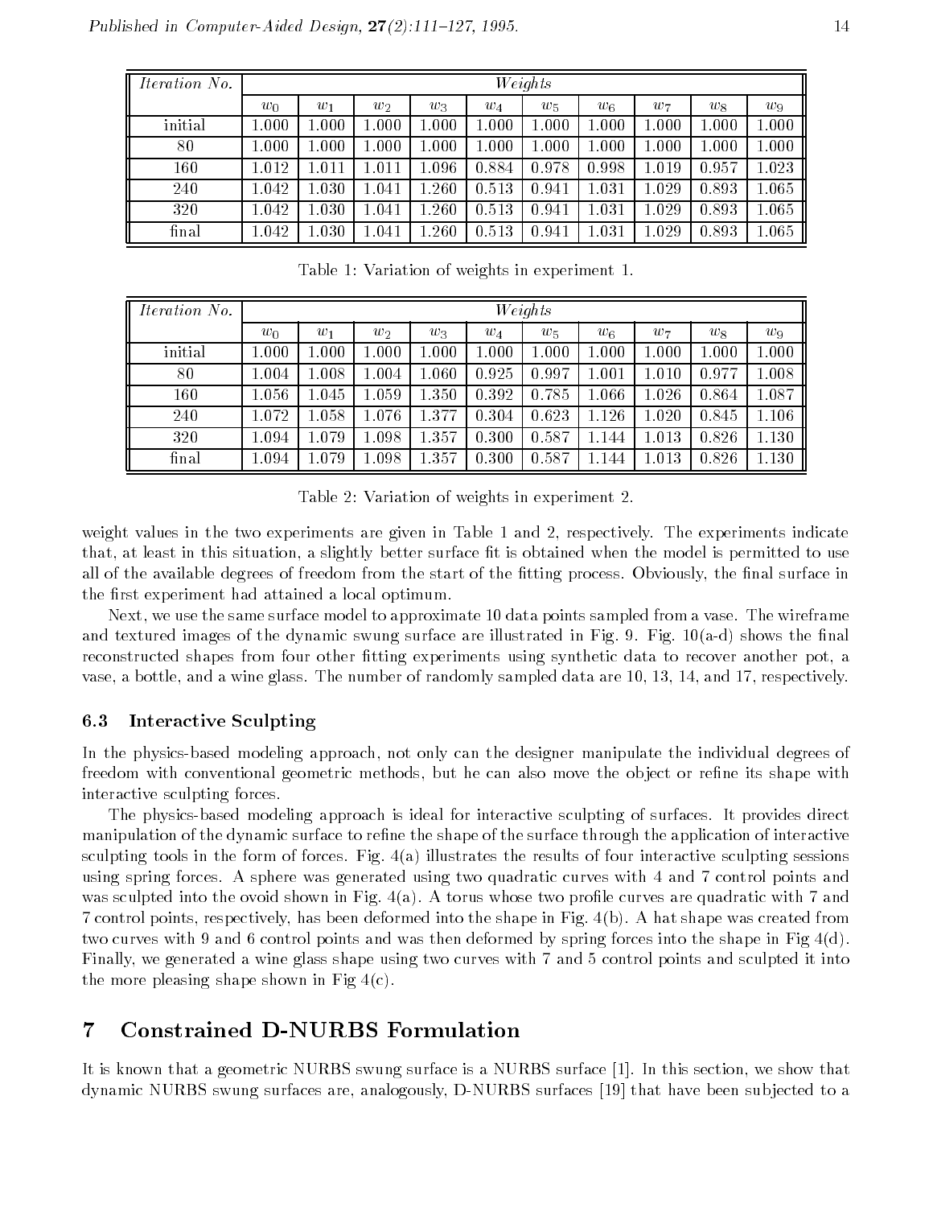| *Iteration No.* | *Weights* | | | | | | | | | |
|---|---|---|---|---|---|---|---|---|---|---|
| | $w_0$ | $w_1$ | $w_2$ | $w_3$ | $w_4$ | $w_5$ | $w_6$ | $w_7$ | $w_8$ | $w_9$ |
| initial | 1.000 | 1.000 | 1.000 | 1.000 | 1.000 | 1.000 | 1.000 | 1.000 | 1.000 | 1.000 |
| 80 | 1.000 | 1.000 | 1.000 | 1.000 | 1.000 | 1.000 | 1.000 | 1.000 | 1.000 | 1.000 |
| 160 | 1.012 | 1.011 | 1.011 | 1.096 | 0.884 | 0.978 | 0.998 | 1.019 | 0.957 | 1.023 |
| 240 | 1.042 | 1.030 | 1.041 | 1.260 | 0.513 | 0.941 | 1.031 | 1.029 | 0.893 | 1.065 |
| 320 | 1.042 | 1.030 | 1.041 | 1.260 | 0.513 | 0.941 | 1.031 | 1.029 | 0.893 | 1.065 |
| final | 1.042 | 1.030 | 1.041 | 1.260 | 0.513 | 0.941 | 1.031 | 1.029 | 0.893 | 1.065 |

Table 1: Variation of weights in experiment 1.

| *Iteration No.* | *Weights* | | | | | | | | | |
|---|---|---|---|---|---|---|---|---|---|---|
| | $w_0$ | $w_1$ | $w_2$ | $w_3$ | $w_4$ | $w_5$ | $w_6$ | $w_7$ | $w_8$ | $w_9$ |
| initial | 1.000 | 1.000 | 1.000 | 1.000 | 1.000 | 1.000 | 1.000 | 1.000 | 1.000 | 1.000 |
| 80 | 1.004 | 1.008 | 1.004 | 1.060 | 0.925 | 0.997 | 1.001 | 1.010 | 0.977 | 1.008 |
| 160 | 1.056 | 1.045 | 1.059 | 1.350 | 0.392 | 0.785 | 1.066 | 1.026 | 0.864 | 1.087 |
| 240 | 1.072 | 1.058 | 1.076 | 1.377 | 0.304 | 0.623 | 1.126 | 1.020 | 0.845 | 1.106 |
| 320 | 1.094 | 1.079 | 1.098 | 1.357 | 0.300 | 0.587 | 1.144 | 1.013 | 0.826 | 1.130 |
| final | 1.094 | 1.079 | 1.098 | 1.357 | 0.300 | 0.587 | 1.144 | 1.013 | 0.826 | 1.130 |

Table 2: Variation of weights in experiment 2.

weight values in the two experiments are given in Table 1 and 2, respectively. The experiments indicate that, at least in this situation, a slightly better surface fit is obtained when the model is permitted to use all of the available degrees of freedom from the start of the fitting process. Obviously, the final surface in the first experiment had attained a local optimum.

Next, we use the same surface model to approximate 10 data points sampled from a vase. The wireframe and textured images of the dynamic swung surface are illustrated in Fig. 9. Fig. 10(a-d) shows the final reconstructed shapes from four other fitting experiments using synthetic data to recover another pot, a vase, a bottle, and a wine glass. The number of randomly sampled data are 10, 13, 14, and 17, respectively.

### 6.3 Interactive Sculpting

In the physics-based modeling approach, not only can the designer manipulate the individual degrees of freedom with conventional geometric methods, but he can also move the object or refine its shape with interactive sculpting forces.

The physics-based modeling approach is ideal for interactive sculpting of surfaces. It provides direct manipulation of the dynamic surface to refine the shape of the surface through the application of interactive sculpting tools in the form of forces. Fig. 4(a) illustrates the results of four interactive sculpting sessions using spring forces. A sphere was generated using two quadratic curves with 4 and 7 control points and was sculpted into the ovoid shown in Fig. 4(a). A torus whose two profile curves are quadratic with 7 and 7 control points, respectively, has been deformed into the shape in Fig. 4(b). A hat shape was created from two curves with 9 and 6 control points and was then deformed by spring forces into the shape in Fig 4(d). Finally, we generated a wine glass shape using two curves with 7 and 5 control points and sculpted it into the more pleasing shape shown in Fig 4(c).

## 7 Constrained D-NURBS Formulation

It is known that a geometric NURBS swung surface is a NURBS surface [1]. In this section, we show that dynamic NURBS swung surfaces are, analogously, D-NURBS surfaces [19] that have been subjected to a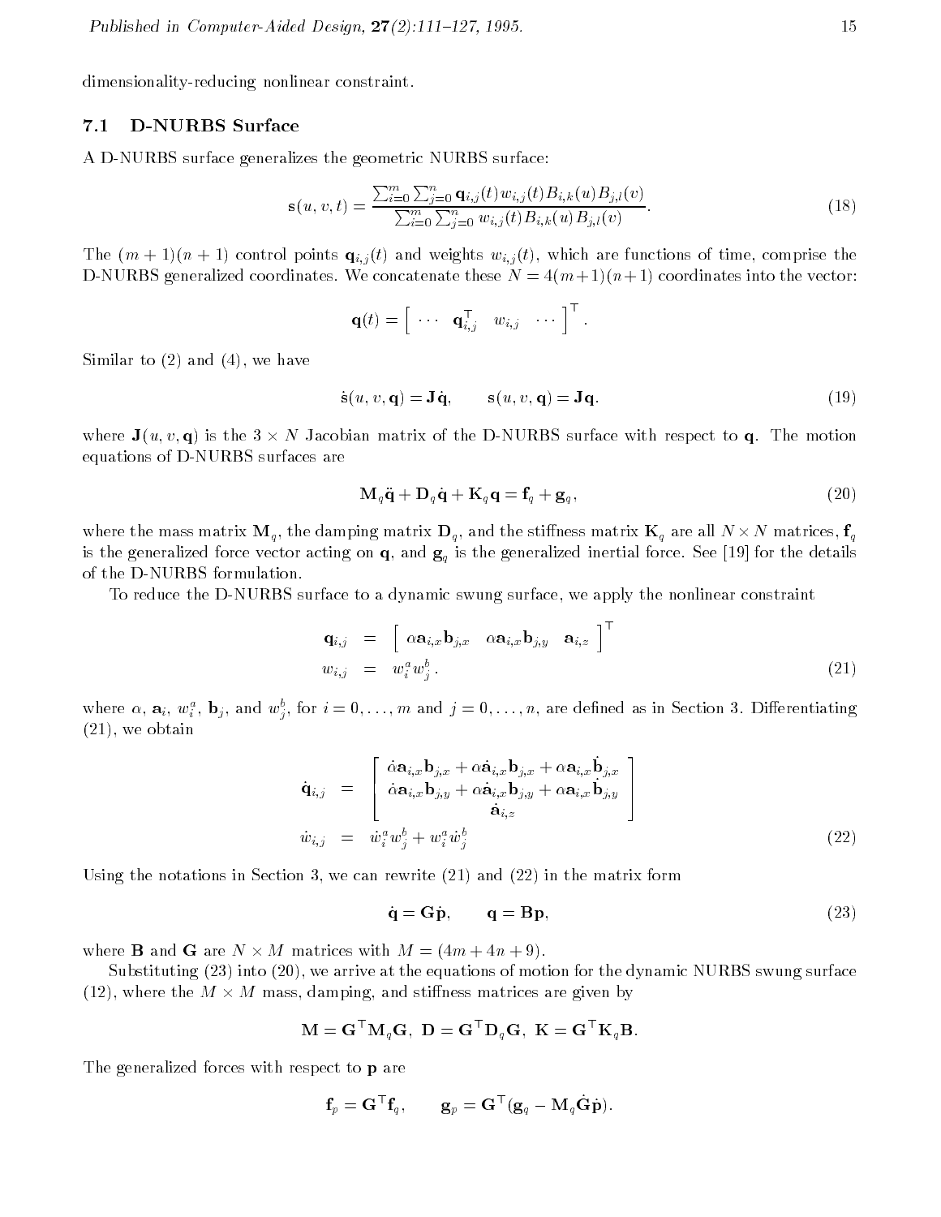dimensionality-reducing nonlinear constraint.

### 7.1 D-NURBS Surface

A D-NURBS surface generalizes the geometric NURBS surface:

$$\mathbf{s}(u,v,t) = \frac{\sum_{i=0}^{m}\sum_{j=0}^{n} \mathbf{q}_{i,j}(t) w_{i,j}(t) B_{i,k}(u) B_{j,l}(v)}{\sum_{i=0}^{m}\sum_{j=0}^{n} w_{i,j}(t) B_{i,k}(u) B_{j,l}(v)}. \tag{18}$$

The $(m+1)(n+1)$ control points $\mathbf{q}_{i,j}(t)$ and weights $w_{i,j}(t)$, which are functions of time, comprise the D-NURBS generalized coordinates. We concatenate these $N = 4(m+1)(n+1)$ coordinates into the vector:

$$\mathbf{q}(t) = \left[ \begin{array}{cccc} \cdots & \mathbf{q}_{i,j}^{\top} & w_{i,j} & \cdots \end{array} \right]^{\top}.$$

Similar to (2) and (4), we have

$$\dot{\mathbf{s}}(u,v,\mathbf{q}) = \mathbf{J}\dot{\mathbf{q}}, \qquad \mathbf{s}(u,v,\mathbf{q}) = \mathbf{J}\mathbf{q}. \tag{19}$$

where $\mathbf{J}(u,v,\mathbf{q})$ is the $3 \times N$ Jacobian matrix of the D-NURBS surface with respect to $\mathbf{q}$. The motion equations of D-NURBS surfaces are

$$\mathbf{M}_q \ddot{\mathbf{q}} + \mathbf{D}_q \dot{\mathbf{q}} + \mathbf{K}_q \mathbf{q} = \mathbf{f}_q + \mathbf{g}_q, \tag{20}$$

where the mass matrix $\mathbf{M}_q$, the damping matrix $\mathbf{D}_q$, and the stiffness matrix $\mathbf{K}_q$ are all $N \times N$ matrices, $\mathbf{f}_q$ is the generalized force vector acting on $\mathbf{q}$, and $\mathbf{g}_q$ is the generalized inertial force. See [19] for the details of the D-NURBS formulation.

To reduce the D-NURBS surface to a dynamic swung surface, we apply the nonlinear constraint

$$\begin{aligned} \mathbf{q}_{i,j} &= \left[ \begin{array}{ccc} \alpha \mathbf{a}_{i,x} \mathbf{b}_{j,x} & \alpha \mathbf{a}_{i,x} \mathbf{b}_{j,y} & \mathbf{a}_{i,z} \end{array} \right]^{\top} \\ w_{i,j} &= w_i^a w_j^b. \end{aligned} \tag{21}$$

where $\alpha$, $\mathbf{a}_i$, $w_i^a$, $\mathbf{b}_j$, and $w_j^b$, for $i = 0, \ldots, m$ and $j = 0, \ldots, n$, are defined as in Section 3. Differentiating (21), we obtain

$$\begin{aligned} \dot{\mathbf{q}}_{i,j} &= \left[ \begin{array}{c} \dot{\alpha} \mathbf{a}_{i,x} \mathbf{b}_{j,x} + \alpha \dot{\mathbf{a}}_{i,x} \mathbf{b}_{j,x} + \alpha \mathbf{a}_{i,x} \dot{\mathbf{b}}_{j,x} \\ \dot{\alpha} \mathbf{a}_{i,x} \mathbf{b}_{j,y} + \alpha \dot{\mathbf{a}}_{i,x} \mathbf{b}_{j,y} + \alpha \mathbf{a}_{i,x} \dot{\mathbf{b}}_{j,y} \\ \dot{\mathbf{a}}_{i,z} \end{array} \right] \\ \dot{w}_{i,j} &= \dot{w}_i^a w_j^b + w_i^a \dot{w}_j^b \end{aligned} \tag{22}$$

Using the notations in Section 3, we can rewrite (21) and (22) in the matrix form

$$\dot{\mathbf{q}} = \mathbf{G}\dot{\mathbf{p}}, \qquad \mathbf{q} = \mathbf{B}\mathbf{p}, \tag{23}$$

where $\mathbf{B}$ and $\mathbf{G}$ are $N \times M$ matrices with $M = (4m + 4n + 9)$.

Substituting (23) into (20), we arrive at the equations of motion for the dynamic NURBS swung surface (12), where the $M \times M$ mass, damping, and stiffness matrices are given by

$$\mathbf{M} = \mathbf{G}^{\top}\mathbf{M}_q\mathbf{G}, \; \mathbf{D} = \mathbf{G}^{\top}\mathbf{D}_q\mathbf{G}, \; \mathbf{K} = \mathbf{G}^{\top}\mathbf{K}_q\mathbf{B}.$$

The generalized forces with respect to $\mathbf{p}$ are

$$\mathbf{f}_p = \mathbf{G}^{\top}\mathbf{f}_q, \qquad \mathbf{g}_p = \mathbf{G}^{\top}(\mathbf{g}_q - \mathbf{M}_q\dot{\mathbf{G}}\dot{\mathbf{p}}).$$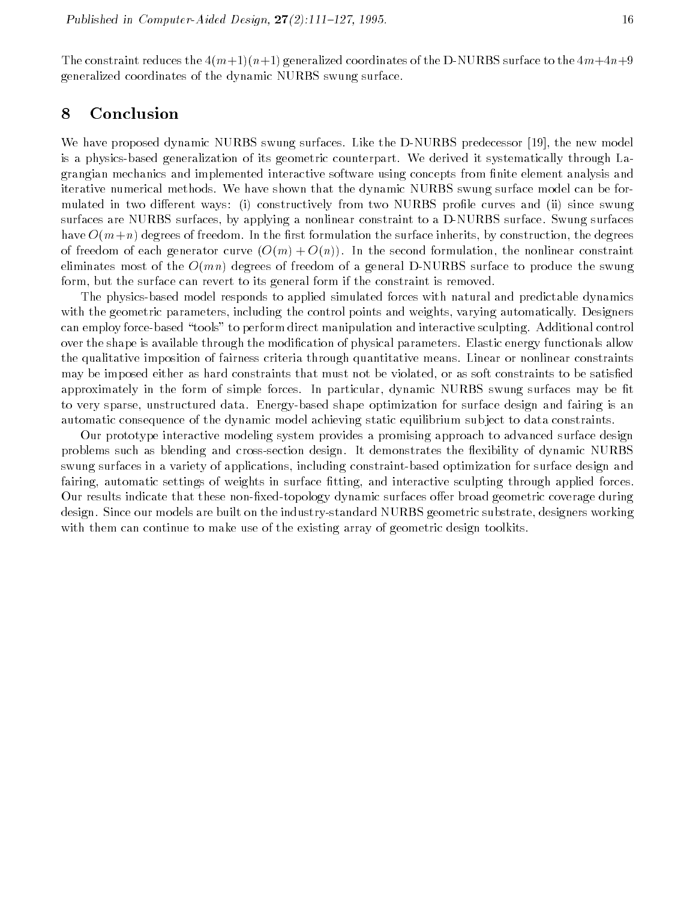The constraint reduces the $4(m+1)(n+1)$ generalized coordinates of the D-NURBS surface to the $4m+4n+9$ generalized coordinates of the dynamic NURBS swung surface.

## 8 Conclusion

We have proposed dynamic NURBS swung surfaces. Like the D-NURBS predecessor [19], the new model is a physics-based generalization of its geometric counterpart. We derived it systematically through Lagrangian mechanics and implemented interactive software using concepts from finite element analysis and iterative numerical methods. We have shown that the dynamic NURBS swung surface model can be formulated in two different ways: (i) constructively from two NURBS profile curves and (ii) since swung surfaces are NURBS surfaces, by applying a nonlinear constraint to a D-NURBS surface. Swung surfaces have $O(m+n)$ degrees of freedom. In the first formulation the surface inherits, by construction, the degrees of freedom of each generator curve $(O(m)+O(n))$. In the second formulation, the nonlinear constraint eliminates most of the $O(mn)$ degrees of freedom of a general D-NURBS surface to produce the swung form, but the surface can revert to its general form if the constraint is removed.

The physics-based model responds to applied simulated forces with natural and predictable dynamics with the geometric parameters, including the control points and weights, varying automatically. Designers can employ force-based "tools" to perform direct manipulation and interactive sculpting. Additional control over the shape is available through the modification of physical parameters. Elastic energy functionals allow the qualitative imposition of fairness criteria through quantitative means. Linear or nonlinear constraints may be imposed either as hard constraints that must not be violated, or as soft constraints to be satisfied approximately in the form of simple forces. In particular, dynamic NURBS swung surfaces may be fit to very sparse, unstructured data. Energy-based shape optimization for surface design and fairing is an automatic consequence of the dynamic model achieving static equilibrium subject to data constraints.

Our prototype interactive modeling system provides a promising approach to advanced surface design problems such as blending and cross-section design. It demonstrates the flexibility of dynamic NURBS swung surfaces in a variety of applications, including constraint-based optimization for surface design and fairing, automatic settings of weights in surface fitting, and interactive sculpting through applied forces. Our results indicate that these non-fixed-topology dynamic surfaces offer broad geometric coverage during design. Since our models are built on the industry-standard NURBS geometric substrate, designers working with them can continue to make use of the existing array of geometric design toolkits.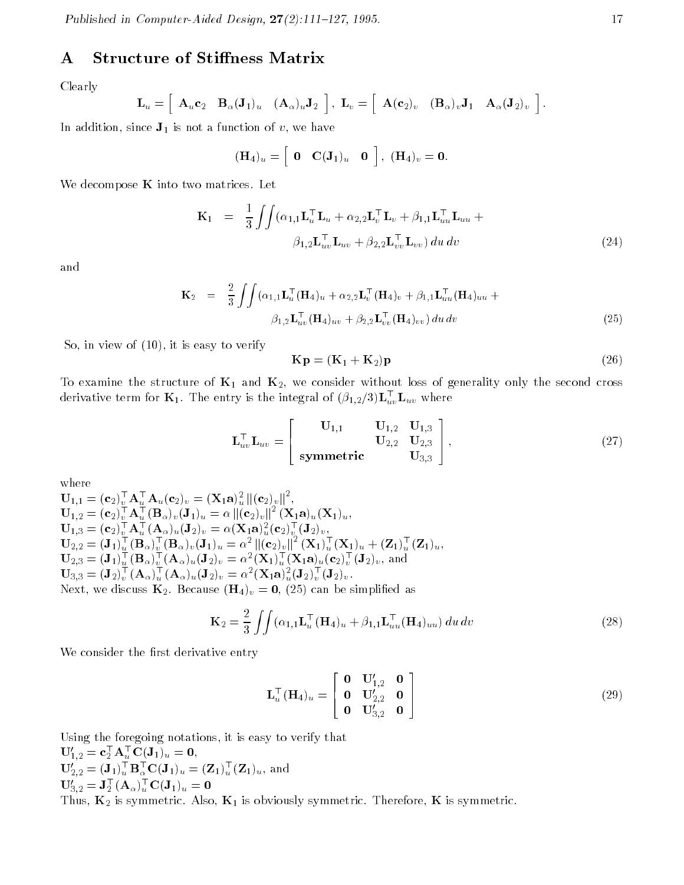# A Structure of Stiffness Matrix

Clearly

$$\mathbf{L}_u = \left[ \begin{array}{ccc} \mathbf{A}_u \mathbf{c}_2 & \mathbf{B}_\alpha (\mathbf{J}_1)_u & (\mathbf{A}_\alpha)_u \mathbf{J}_2 \end{array} \right], \; \mathbf{L}_v = \left[ \begin{array}{ccc} \mathbf{A}(\mathbf{c}_2)_v & (\mathbf{B}_\alpha)_v \mathbf{J}_1 & \mathbf{A}_\alpha (\mathbf{J}_2)_v \end{array} \right].$$

In addition, since $\mathbf{J}_1$ is not a function of $v$, we have

$$(\mathbf{H}_4)_u = \left[ \begin{array}{ccc} \mathbf{0} & \mathbf{C}(\mathbf{J}_1)_u & \mathbf{0} \end{array} \right], \; (\mathbf{H}_4)_v = \mathbf{0}.$$

We decompose $\mathbf{K}$ into two matrices. Let

$$\begin{aligned} \mathbf{K}_1 \;\; = \;\; & \frac{1}{3} \iint (\alpha_{1,1} \mathbf{L}_u^\top \mathbf{L}_u + \alpha_{2,2} \mathbf{L}_v^\top \mathbf{L}_v + \beta_{1,1} \mathbf{L}_{uu}^\top \mathbf{L}_{uu} + \\ & \beta_{1,2} \mathbf{L}_{uv}^\top \mathbf{L}_{uv} + \beta_{2,2} \mathbf{L}_{vv}^\top \mathbf{L}_{vv}) \, du \, dv \end{aligned} \tag{24}$$

and

$$\begin{aligned} \mathbf{K}_2 \;\; = \;\; & \frac{2}{3} \iint (\alpha_{1,1} \mathbf{L}_u^\top (\mathbf{H}_4)_u + \alpha_{2,2} \mathbf{L}_v^\top (\mathbf{H}_4)_v + \beta_{1,1} \mathbf{L}_{uu}^\top (\mathbf{H}_4)_{uu} + \\ & \beta_{1,2} \mathbf{L}_{uv}^\top (\mathbf{H}_4)_{uv} + \beta_{2,2} \mathbf{L}_{vv}^\top (\mathbf{H}_4)_{vv}) \, du \, dv \end{aligned} \tag{25}$$

So, in view of (10), it is easy to verify

$$\mathbf{K}\mathbf{p} = (\mathbf{K}_1 + \mathbf{K}_2)\mathbf{p} \tag{26}$$

To examine the structure of $\mathbf{K}_1$ and $\mathbf{K}_2$, we consider without loss of generality only the second cross derivative term for $\mathbf{K}_1$. The entry is the integral of $(\beta_{1,2}/3)\mathbf{L}_{uv}^\top \mathbf{L}_{uv}$ where

$$\mathbf{L}_{uv}^\top \mathbf{L}_{uv} = \left[ \begin{array}{ccc} \mathbf{U}_{1,1} & \mathbf{U}_{1,2} & \mathbf{U}_{1,3} \\ & \mathbf{U}_{2,2} & \mathbf{U}_{2,3} \\ \textbf{symmetric} & & \mathbf{U}_{3,3} \end{array} \right], \tag{27}$$

where

$\mathbf{U}_{1,1} = (\mathbf{c}_2)_v^\top \mathbf{A}_u^\top \mathbf{A}_u (\mathbf{c}_2)_v = (\mathbf{X}_1 \mathbf{a})_u^2 \left\| (\mathbf{c}_2)_v \right\|^2$,
$\mathbf{U}_{1,2} = (\mathbf{c}_2)_v^\top \mathbf{A}_u^\top (\mathbf{B}_\alpha)_v (\mathbf{J}_1)_u = \alpha \left\| (\mathbf{c}_2)_v \right\|^2 (\mathbf{X}_1 \mathbf{a})_u (\mathbf{X}_1)_u$,
$\mathbf{U}_{1,3} = (\mathbf{c}_2)_v^\top \mathbf{A}_u^\top (\mathbf{A}_\alpha)_u (\mathbf{J}_2)_v = \alpha (\mathbf{X}_1 \mathbf{a})_u^2 (\mathbf{c}_2)_v^\top (\mathbf{J}_2)_v$,
$\mathbf{U}_{2,2} = (\mathbf{J}_1)_u^\top (\mathbf{B}_\alpha)_v^\top (\mathbf{B}_\alpha)_v (\mathbf{J}_1)_u = \alpha^2 \left\| (\mathbf{c}_2)_v \right\|^2 (\mathbf{X}_1)_u^\top (\mathbf{X}_1)_u + (\mathbf{Z}_1)_u^\top (\mathbf{Z}_1)_u$,
$\mathbf{U}_{2,3} = (\mathbf{J}_1)_u^\top (\mathbf{B}_\alpha)_v^\top (\mathbf{A}_\alpha)_u (\mathbf{J}_2)_v = \alpha^2 (\mathbf{X}_1)_u^\top (\mathbf{X}_1 \mathbf{a})_u (\mathbf{c}_2)_v^\top (\mathbf{J}_2)_v$, and
$\mathbf{U}_{3,3} = (\mathbf{J}_2)_v^\top (\mathbf{A}_\alpha)_u^\top (\mathbf{A}_\alpha)_u (\mathbf{J}_2)_v = \alpha^2 (\mathbf{X}_1 \mathbf{a})_u^2 (\mathbf{J}_2)_v^\top (\mathbf{J}_2)_v$.

Next, we discuss $\mathbf{K}_2$. Because $(\mathbf{H}_4)_v = \mathbf{0}$, (25) can be simplified as

$$\mathbf{K}_2 = \frac{2}{3} \iint (\alpha_{1,1} \mathbf{L}_u^\top (\mathbf{H}_4)_u + \beta_{1,1} \mathbf{L}_{uu}^\top (\mathbf{H}_4)_{uu}) \, du \, dv \tag{28}$$

We consider the first derivative entry

$$\mathbf{L}_u^\top (\mathbf{H}_4)_u = \left[ \begin{array}{ccc} \mathbf{0} & \mathbf{U}'_{1,2} & \mathbf{0} \\ \mathbf{0} & \mathbf{U}'_{2,2} & \mathbf{0} \\ \mathbf{0} & \mathbf{U}'_{3,2} & \mathbf{0} \end{array} \right] \tag{29}$$

Using the foregoing notations, it is easy to verify that

$\mathbf{U}'_{1,2} = \mathbf{c}_2^\top \mathbf{A}_u^\top \mathbf{C}(\mathbf{J}_1)_u = \mathbf{0}$,
$\mathbf{U}'_{2,2} = (\mathbf{J}_1)_u^\top \mathbf{B}_\alpha^\top \mathbf{C}(\mathbf{J}_1)_u = (\mathbf{Z}_1)_u^\top (\mathbf{Z}_1)_u$, and
$\mathbf{U}'_{3,2} = \mathbf{J}_2^\top (\mathbf{A}_\alpha)_u^\top \mathbf{C}(\mathbf{J}_1)_u = \mathbf{0}$

Thus, $\mathbf{K}_2$ is symmetric. Also, $\mathbf{K}_1$ is obviously symmetric. Therefore, $\mathbf{K}$ is symmetric.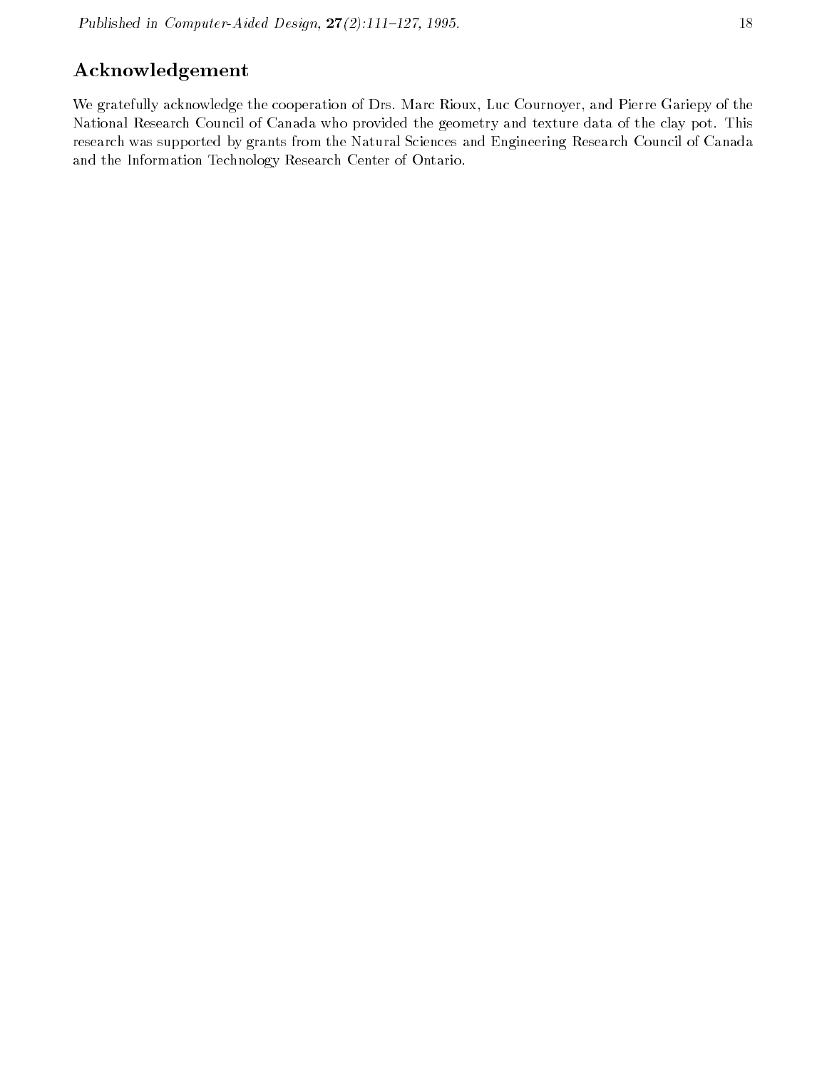## Acknowledgement

We gratefully acknowledge the cooperation of Drs. Marc Rioux, Luc Cournoyer, and Pierre Gariepy of the National Research Council of Canada who provided the geometry and texture data of the clay pot. This research was supported by grants from the Natural Sciences and Engineering Research Council of Canada and the Information Technology Research Center of Ontario.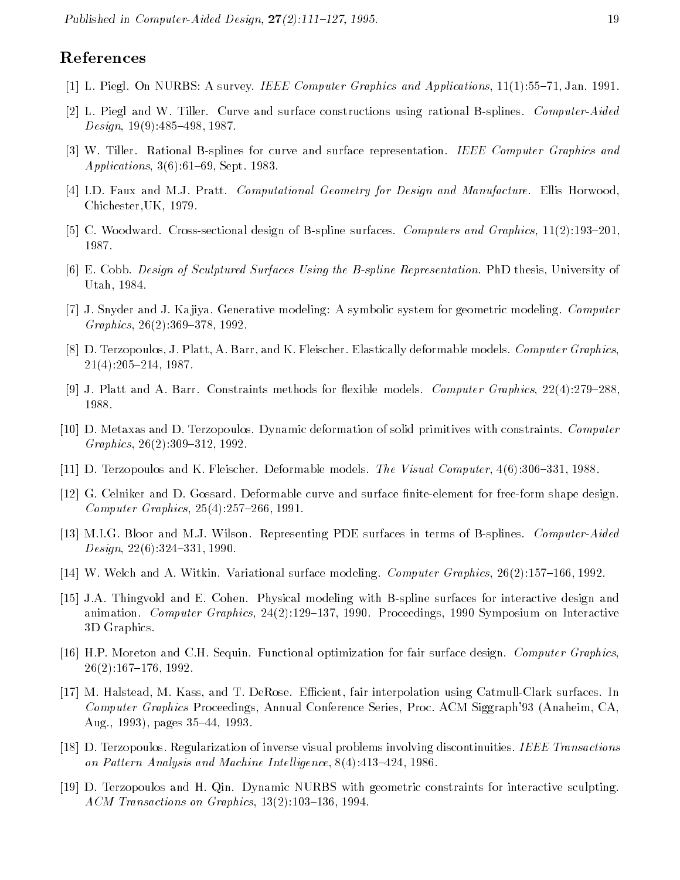## References

[1] L. Piegl. On NURBS: A survey. *IEEE Computer Graphics and Applications*, 11(1):55–71, Jan. 1991.

[2] L. Piegl and W. Tiller. Curve and surface constructions using rational B-splines. *Computer-Aided Design*, 19(9):485–498, 1987.

[3] W. Tiller. Rational B-splines for curve and surface representation. *IEEE Computer Graphics and Applications*, 3(6):61–69, Sept. 1983.

[4] I.D. Faux and M.J. Pratt. *Computational Geometry for Design and Manufacture*. Ellis Horwood, Chichester,UK, 1979.

[5] C. Woodward. Cross-sectional design of B-spline surfaces. *Computers and Graphics*, 11(2):193–201, 1987.

[6] E. Cobb. *Design of Sculptured Surfaces Using the B-spline Representation*. PhD thesis, University of Utah, 1984.

[7] J. Snyder and J. Kajiya. Generative modeling: A symbolic system for geometric modeling. *Computer Graphics*, 26(2):369–378, 1992.

[8] D. Terzopoulos, J. Platt, A. Barr, and K. Fleischer. Elastically deformable models. *Computer Graphics*, 21(4):205–214, 1987.

[9] J. Platt and A. Barr. Constraints methods for flexible models. *Computer Graphics*, 22(4):279–288, 1988.

[10] D. Metaxas and D. Terzopoulos. Dynamic deformation of solid primitives with constraints. *Computer Graphics*, 26(2):309–312, 1992.

[11] D. Terzopoulos and K. Fleischer. Deformable models. *The Visual Computer*, 4(6):306–331, 1988.

[12] G. Celniker and D. Gossard. Deformable curve and surface finite-element for free-form shape design. *Computer Graphics*, 25(4):257–266, 1991.

[13] M.I.G. Bloor and M.J. Wilson. Representing PDE surfaces in terms of B-splines. *Computer-Aided Design*, 22(6):324–331, 1990.

[14] W. Welch and A. Witkin. Variational surface modeling. *Computer Graphics*, 26(2):157–166, 1992.

[15] J.A. Thingvold and E. Cohen. Physical modeling with B-spline surfaces for interactive design and animation. *Computer Graphics*, 24(2):129–137, 1990. Proceedings, 1990 Symposium on Interactive 3D Graphics.

[16] H.P. Moreton and C.H. Sequin. Functional optimization for fair surface design. *Computer Graphics*, 26(2):167–176, 1992.

[17] M. Halstead, M. Kass, and T. DeRose. Efficient, fair interpolation using Catmull-Clark surfaces. In *Computer Graphics* Proceedings, Annual Conference Series, Proc. ACM Siggraph'93 (Anaheim, CA, Aug., 1993), pages 35–44, 1993.

[18] D. Terzopoulos. Regularization of inverse visual problems involving discontinuities. *IEEE Transactions on Pattern Analysis and Machine Intelligence*, 8(4):413–424, 1986.

[19] D. Terzopoulos and H. Qin. Dynamic NURBS with geometric constraints for interactive sculpting. *ACM Transactions on Graphics*, 13(2):103–136, 1994.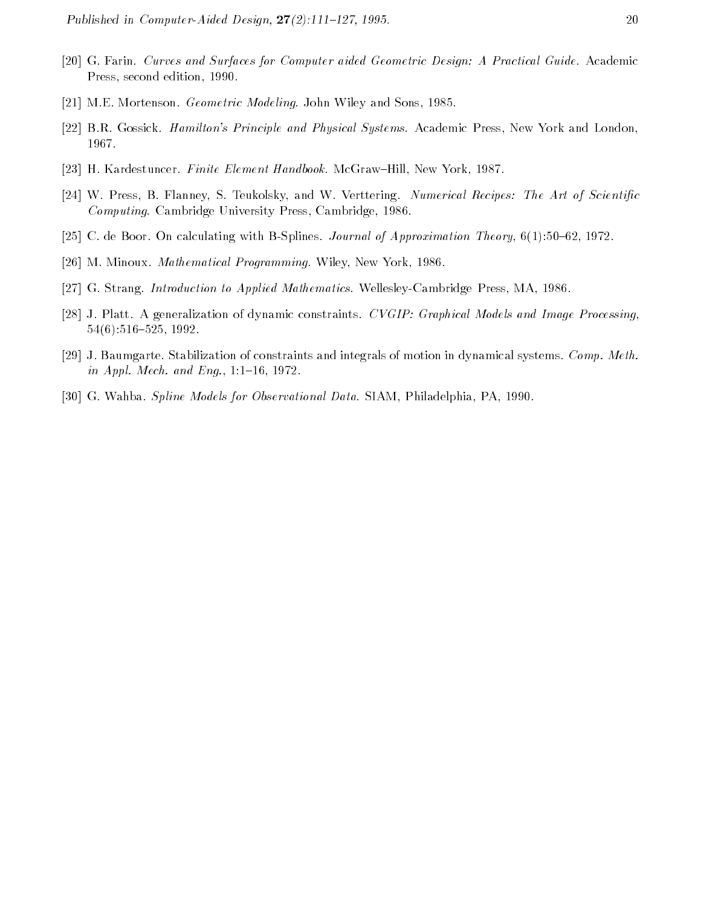[20] G. Farin. *Curves and Surfaces for Computer aided Geometric Design: A Practical Guide*. Academic Press, second edition, 1990.

[21] M.E. Mortenson. *Geometric Modeling*. John Wiley and Sons, 1985.

[22] B.R. Gossick. *Hamilton's Principle and Physical Systems*. Academic Press, New York and London, 1967.

[23] H. Kardestuncer. *Finite Element Handbook*. McGraw–Hill, New York, 1987.

[24] W. Press, B. Flanney, S. Teukolsky, and W. Verttering. *Numerical Recipes: The Art of Scientific Computing*. Cambridge University Press, Cambridge, 1986.

[25] C. de Boor. On calculating with B-Splines. *Journal of Approximation Theory*, 6(1):50–62, 1972.

[26] M. Minoux. *Mathematical Programming*. Wiley, New York, 1986.

[27] G. Strang. *Introduction to Applied Mathematics*. Wellesley-Cambridge Press, MA, 1986.

[28] J. Platt. A generalization of dynamic constraints. *CVGIP: Graphical Models and Image Processing*, 54(6):516–525, 1992.

[29] J. Baumgarte. Stabilization of constraints and integrals of motion in dynamical systems. *Comp. Meth. in Appl. Mech. and Eng.*, 1:1–16, 1972.

[30] G. Wahba. *Spline Models for Observational Data*. SIAM, Philadelphia, PA, 1990.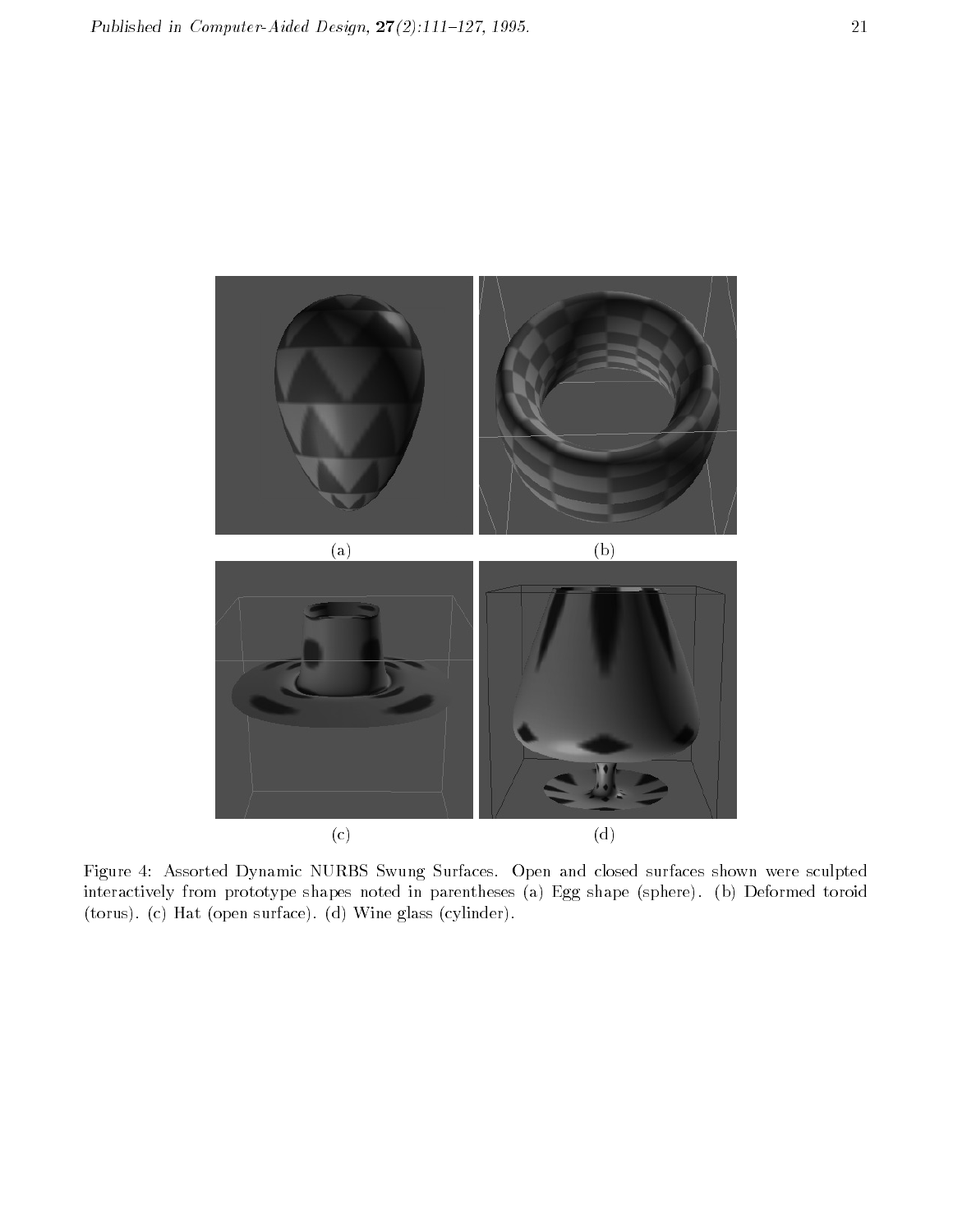(a) (b)

(c) (d)

Figure 4: Assorted Dynamic NURBS Swung Surfaces. Open and closed surfaces shown were sculpted interactively from prototype shapes noted in parentheses (a) Egg shape (sphere). (b) Deformed toroid (torus). (c) Hat (open surface). (d) Wine glass (cylinder).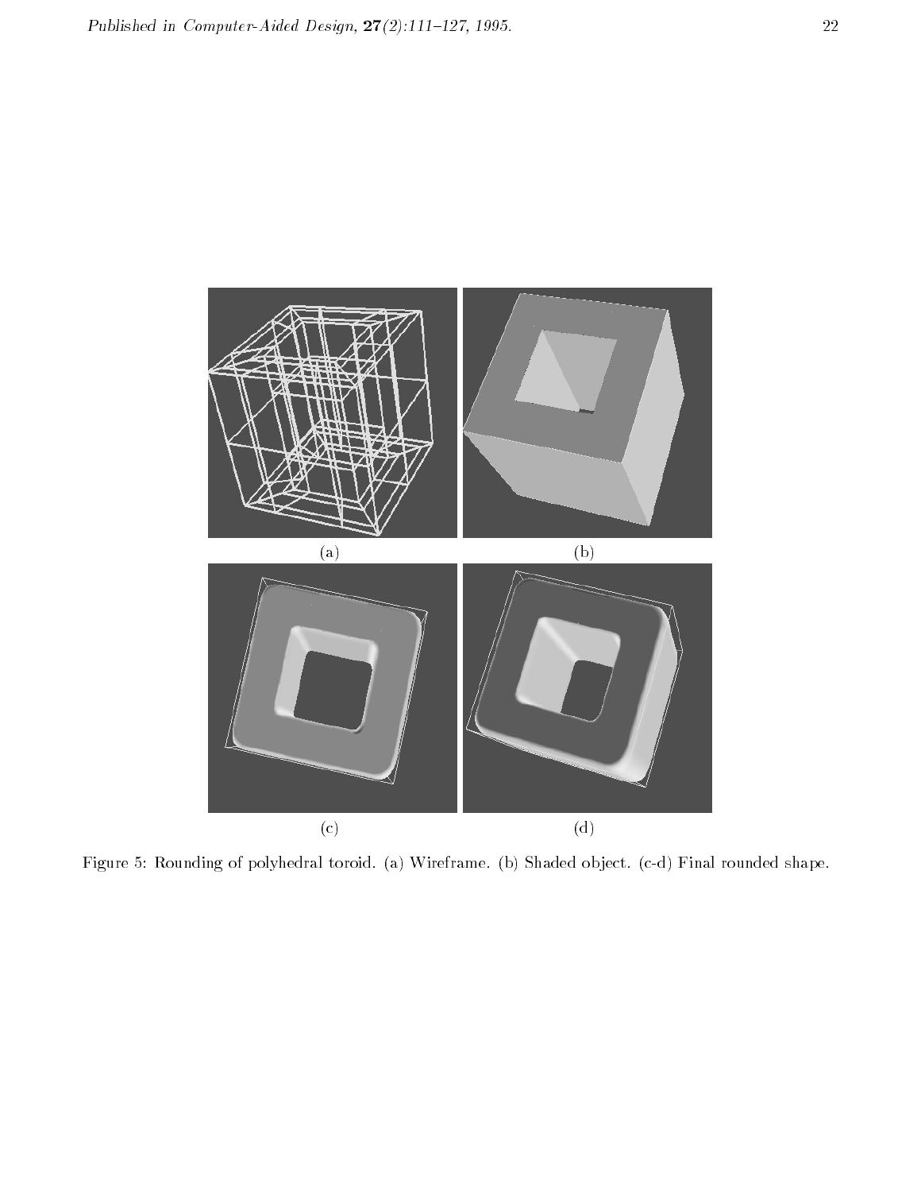(a)

(b)

(c)

(d)

Figure 5: Rounding of polyhedral toroid. (a) Wireframe. (b) Shaded object. (c-d) Final rounded shape.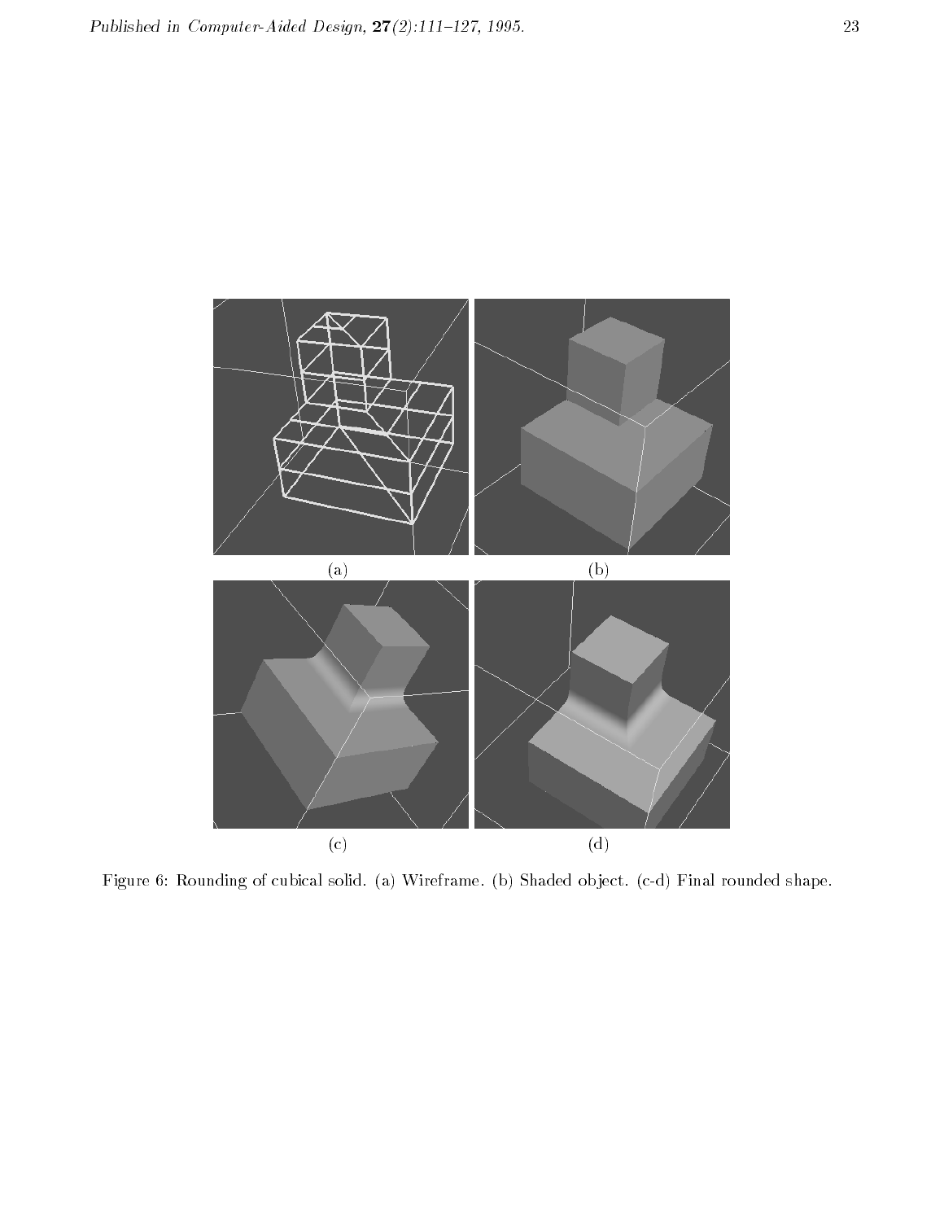(a)

(b)

(c)

(d)

Figure 6: Rounding of cubical solid. (a) Wireframe. (b) Shaded object. (c-d) Final rounded shape.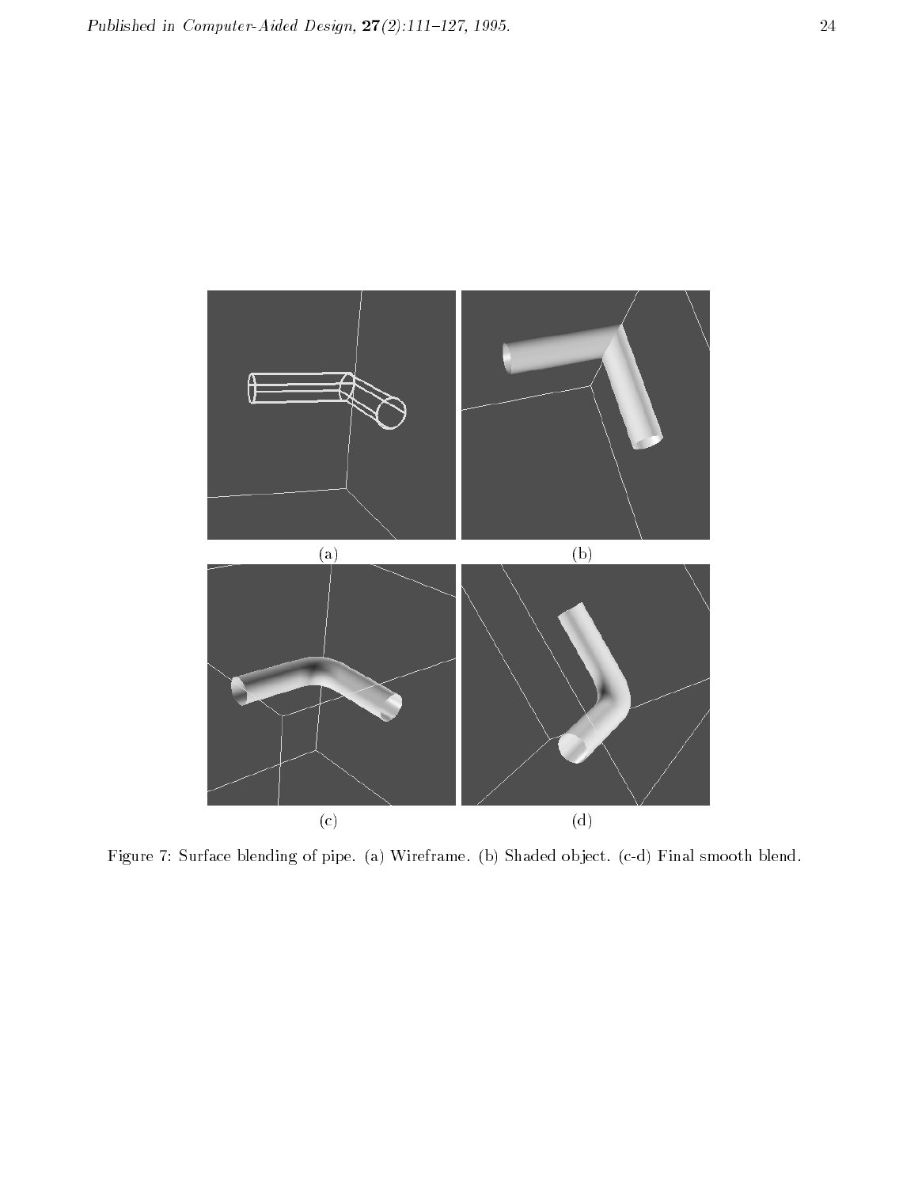(a)

(b)

(c)

(d)

Figure 7: Surface blending of pipe. (a) Wireframe. (b) Shaded object. (c-d) Final smooth blend.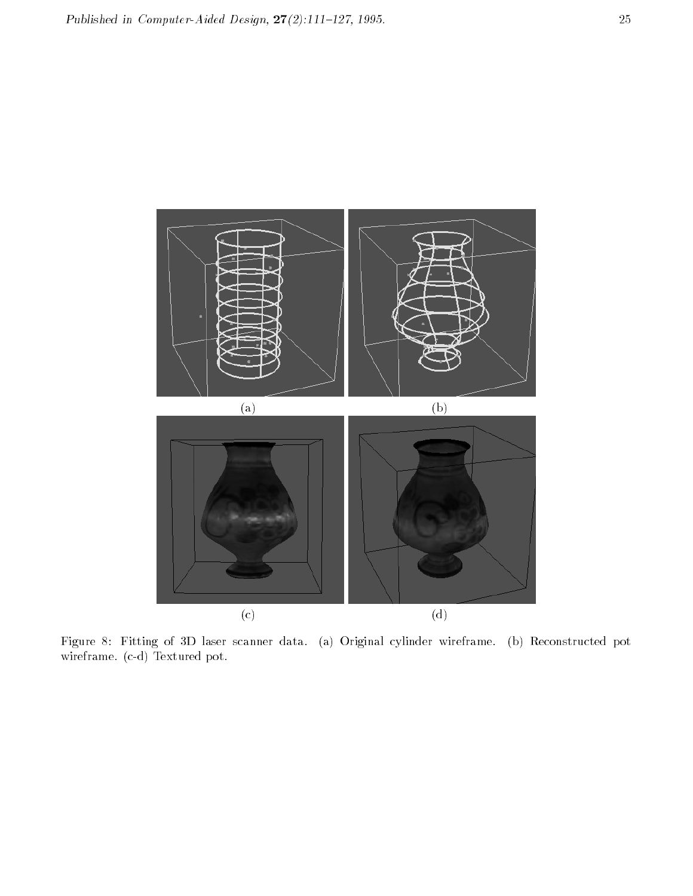(a)

(b)

(c)

(d)

Figure 8: Fitting of 3D laser scanner data. (a) Original cylinder wireframe. (b) Reconstructed pot wireframe. (c-d) Textured pot.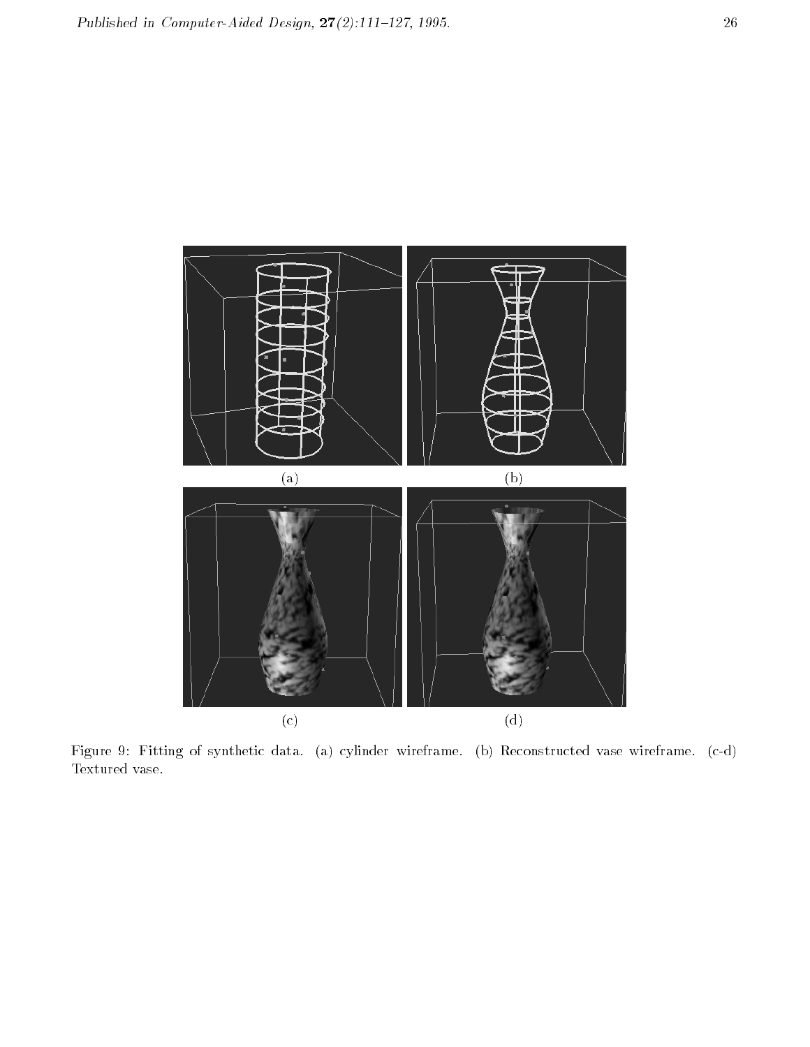(a) (b)

(c) (d)

Figure 9: Fitting of synthetic data. (a) cylinder wireframe. (b) Reconstructed vase wireframe. (c-d) Textured vase.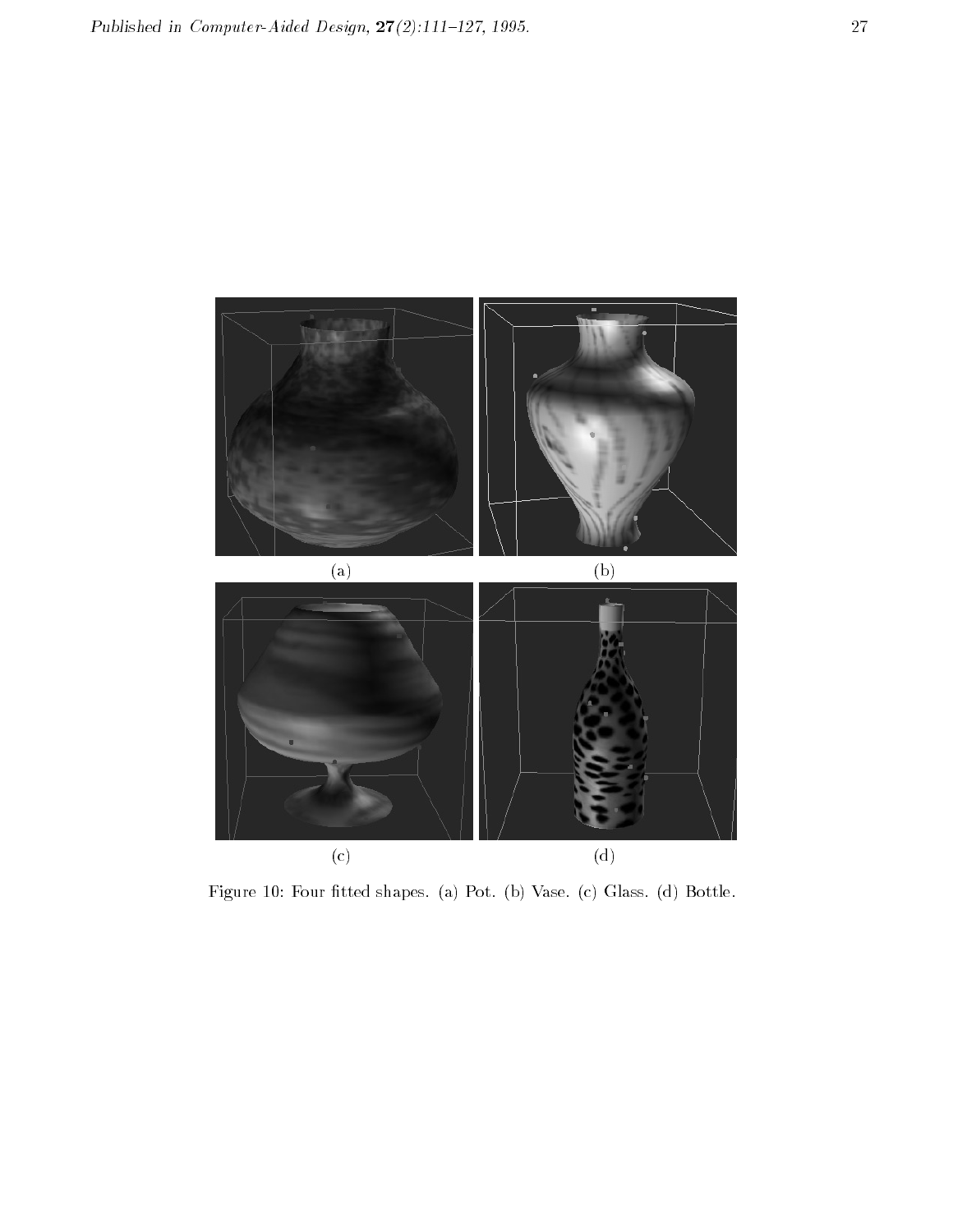(a)

(b)

(c)

(d)

Figure 10: Four fitted shapes. (a) Pot. (b) Vase. (c) Glass. (d) Bottle.